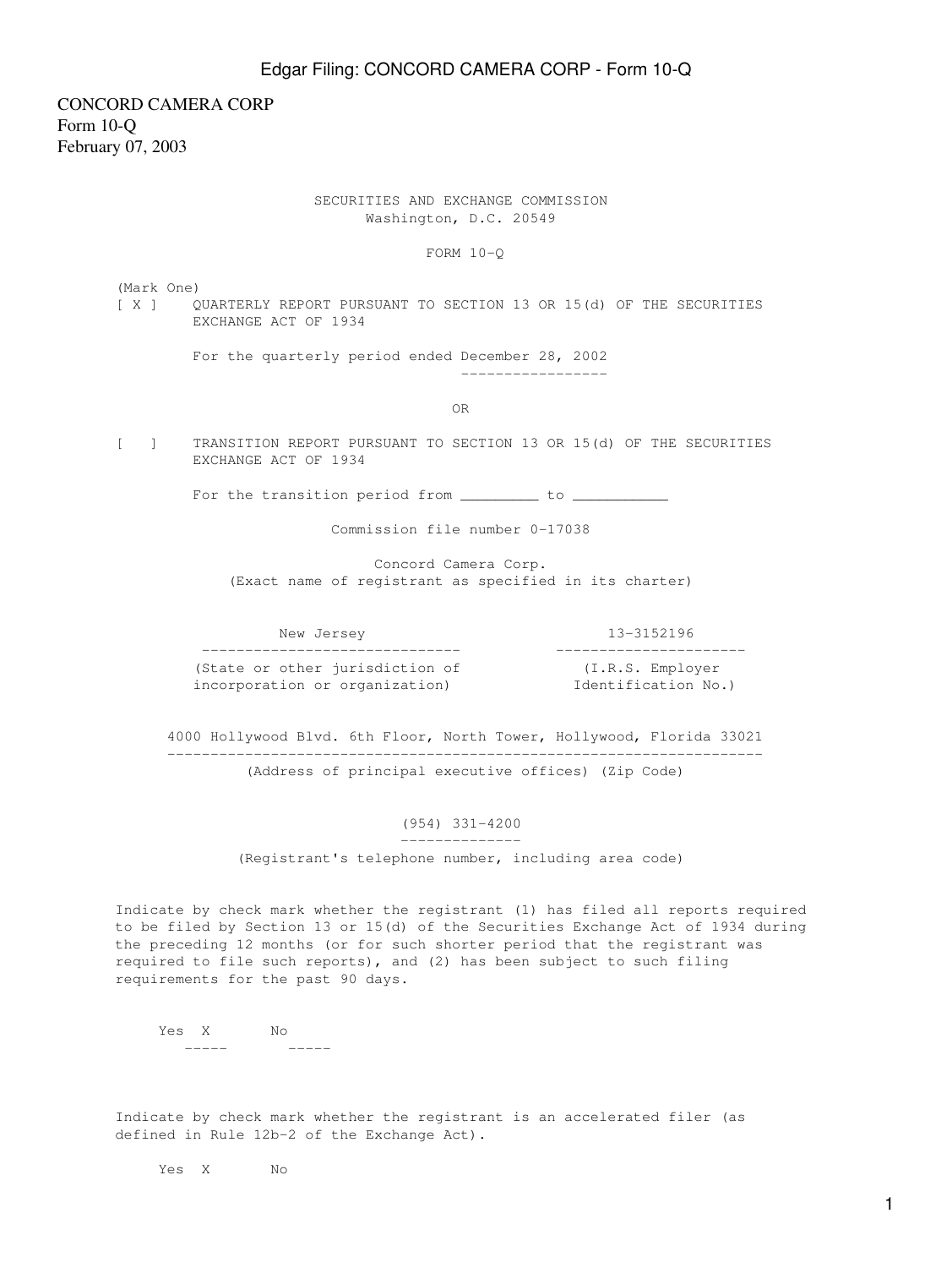CONCORD CAMERA CORP
Form 10-Q
February 07, 2003

SECURITIES AND EXCHANGE COMMISSION
Washington, D.C. 20549

FORM 10-Q

(Mark One)

[ X ] QUARTERLY REPORT PURSUANT TO SECTION 13 OR 15(d) OF THE SECURITIES EXCHANGE ACT OF 1934

For the quarterly period ended December 28, 2002

OR

[ ] TRANSITION REPORT PURSUANT TO SECTION 13 OR 15(d) OF THE SECURITIES EXCHANGE ACT OF 1934

For the transition period from _________ to ___________

Commission file number 0-17038

Concord Camera Corp.
(Exact name of registrant as specified in its charter)

| New Jersey | 13-3152196 |
|---|---|
| (State or other jurisdiction of incorporation or organization) | (I.R.S. Employer Identification No.) |

4000 Hollywood Blvd. 6th Floor, North Tower, Hollywood, Florida 33021
(Address of principal executive offices) (Zip Code)

(954) 331-4200
(Registrant's telephone number, including area code)

Indicate by check mark whether the registrant (1) has filed all reports required to be filed by Section 13 or 15(d) of the Securities Exchange Act of 1934 during the preceding 12 months (or for such shorter period that the registrant was required to file such reports), and (2) has been subject to such filing requirements for the past 90 days.

Yes X No

Indicate by check mark whether the registrant is an accelerated filer (as defined in Rule 12b-2 of the Exchange Act).

Yes X No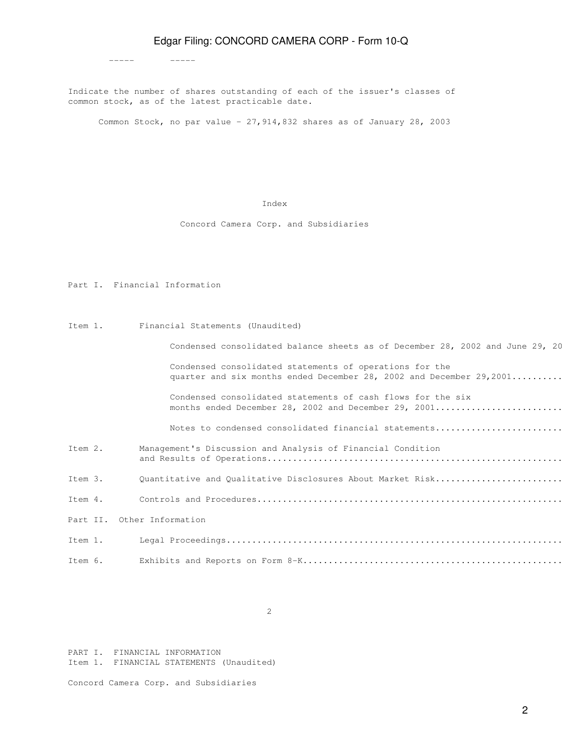----- -----

Indicate the number of shares outstanding of each of the issuer's classes of common stock, as of the latest practicable date.

Common Stock, no par value - 27,914,832 shares as of January 28, 2003

Index

Concord Camera Corp. and Subsidiaries

Part I. Financial Information

Item 1. Financial Statements (Unaudited)

Condensed consolidated balance sheets as of December 28, 2002 and June 29, 20

Condensed consolidated statements of operations for the quarter and six months ended December 28, 2002 and December 29,2001..........

Condensed consolidated statements of cash flows for the six months ended December 28, 2002 and December 29, 2001.........................

Notes to condensed consolidated financial statements.........................

Item 2. Management's Discussion and Analysis of Financial Condition and Results of Operations...........................................................

Item 3. Quantitative and Qualitative Disclosures About Market Risk.........................

Item 4. Controls and Procedures.............................................................

Part II. Other Information

Item 1. Legal Proceedings...................................................................

Item 6. Exhibits and Reports on Form 8-K..................................................

PART I. FINANCIAL INFORMATION

Item 1. FINANCIAL STATEMENTS (Unaudited)

Concord Camera Corp. and Subsidiaries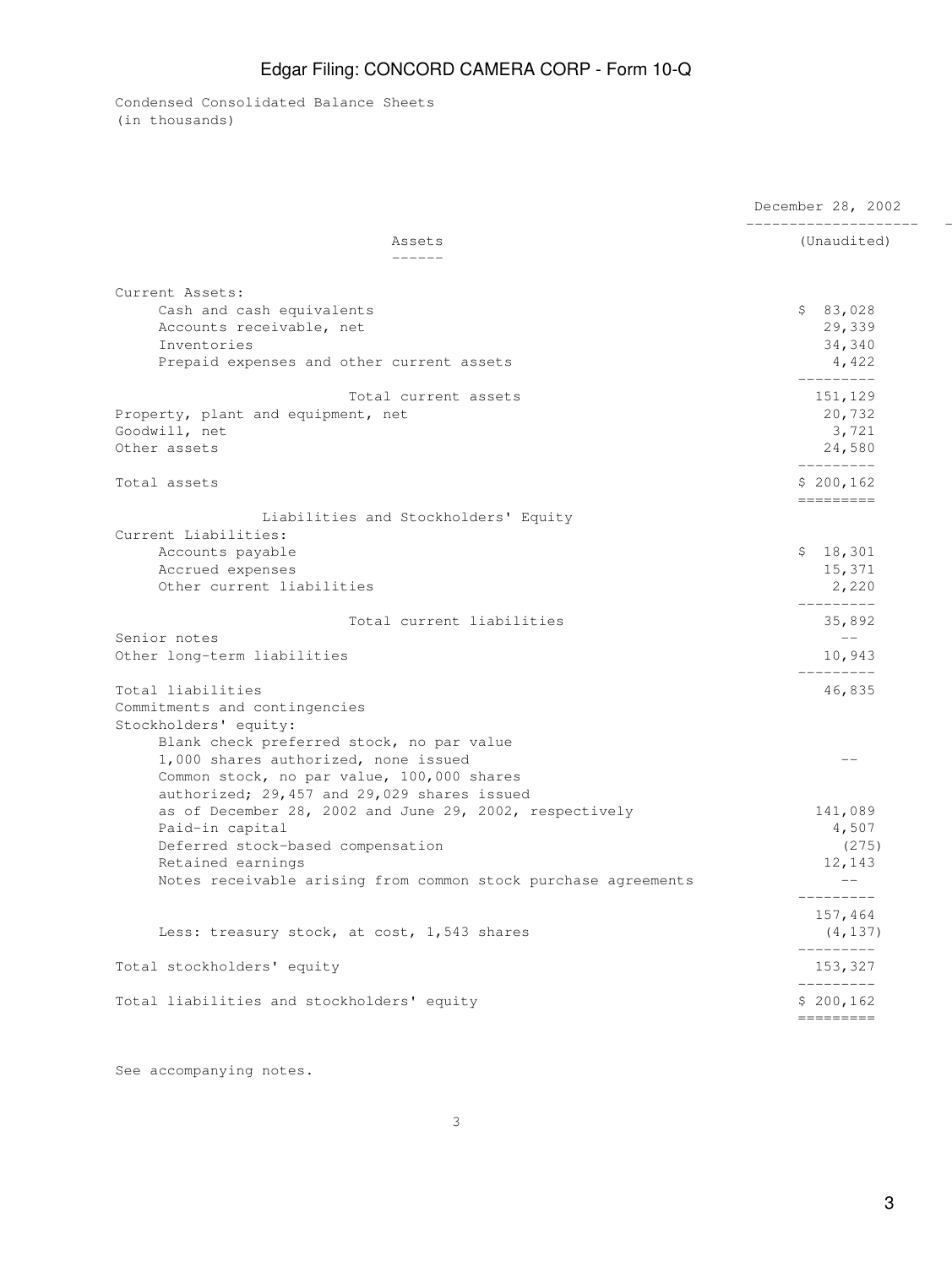Condensed Consolidated Balance Sheets
(in thousands)

| Assets | December 28, 2002 (Unaudited) |
|---|---|
| Current Assets: | |
| Cash and cash equivalents | $ 83,028 |
| Accounts receivable, net | 29,339 |
| Inventories | 34,340 |
| Prepaid expenses and other current assets | 4,422 |
| Total current assets | 151,129 |
| Property, plant and equipment, net | 20,732 |
| Goodwill, net | 3,721 |
| Other assets | 24,580 |
| Total assets | $ 200,162 |
| **Liabilities and Stockholders' Equity** | |
| Current Liabilities: | |
| Accounts payable | $ 18,301 |
| Accrued expenses | 15,371 |
| Other current liabilities | 2,220 |
| Total current liabilities | 35,892 |
| Senior notes | -- |
| Other long-term liabilities | 10,943 |
| Total liabilities | 46,835 |
| Commitments and contingencies | |
| Stockholders' equity: | |
| Blank check preferred stock, no par value 1,000 shares authorized, none issued | -- |
| Common stock, no par value, 100,000 shares authorized; 29,457 and 29,029 shares issued as of December 28, 2002 and June 29, 2002, respectively | 141,089 |
| Paid-in capital | 4,507 |
| Deferred stock-based compensation | (275) |
| Retained earnings | 12,143 |
| Notes receivable arising from common stock purchase agreements | -- |
| | 157,464 |
| Less: treasury stock, at cost, 1,543 shares | (4,137) |
| Total stockholders' equity | 153,327 |
| Total liabilities and stockholders' equity | $ 200,162 |

See accompanying notes.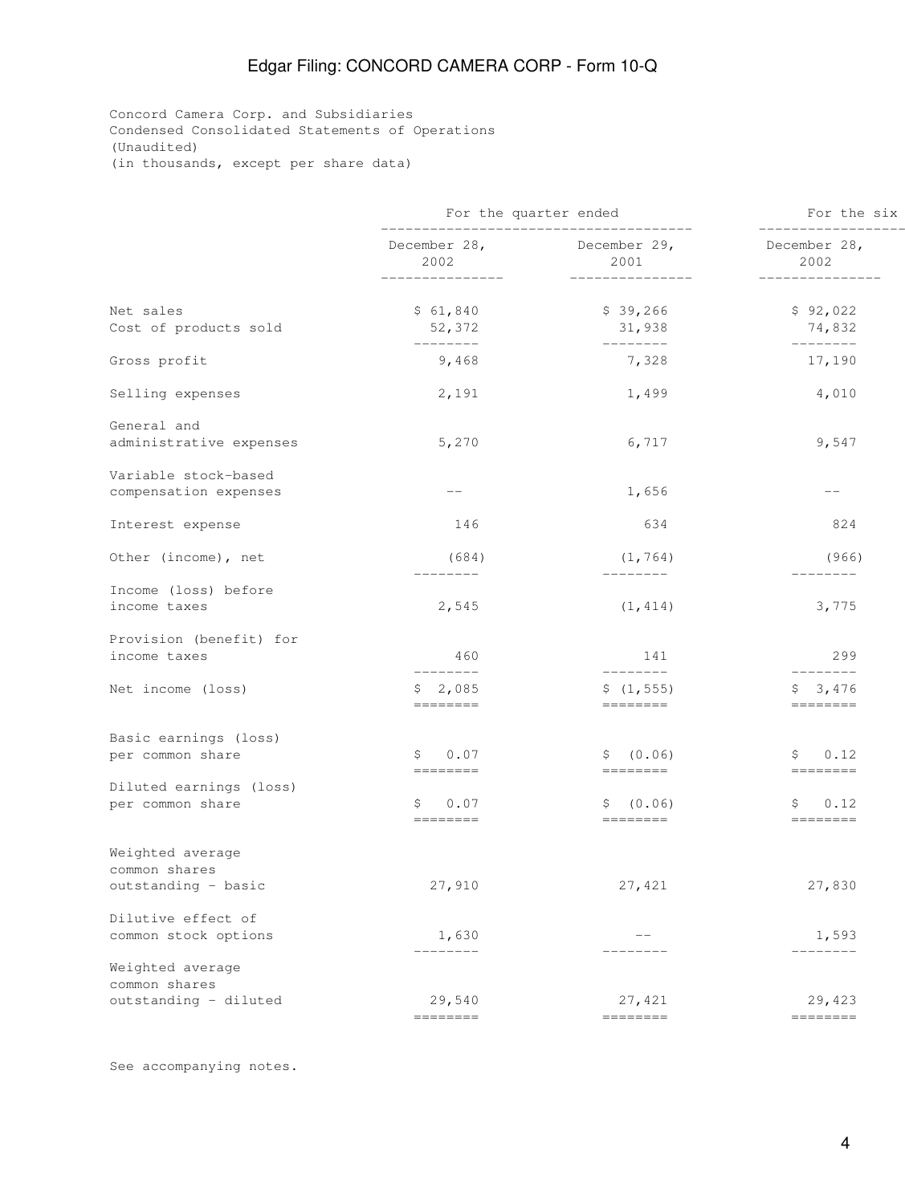Concord Camera Corp. and Subsidiaries
Condensed Consolidated Statements of Operations
(Unaudited)
(in thousands, except per share data)

| | For the quarter ended | | For the six |
|---|---|---|---|
| | December 28, 2002 | December 29, 2001 | December 28, 2002 |
| Net sales | $ 61,840 | $ 39,266 | $ 92,022 |
| Cost of products sold | 52,372 | 31,938 | 74,832 |
| Gross profit | 9,468 | 7,328 | 17,190 |
| Selling expenses | 2,191 | 1,499 | 4,010 |
| General and administrative expenses | 5,270 | 6,717 | 9,547 |
| Variable stock-based compensation expenses | -- | 1,656 | -- |
| Interest expense | 146 | 634 | 824 |
| Other (income), net | (684) | (1,764) | (966) |
| Income (loss) before income taxes | 2,545 | (1,414) | 3,775 |
| Provision (benefit) for income taxes | 460 | 141 | 299 |
| Net income (loss) | $ 2,085 | $ (1,555) | $ 3,476 |
| Basic earnings (loss) per common share | $ 0.07 | $ (0.06) | $ 0.12 |
| Diluted earnings (loss) per common share | $ 0.07 | $ (0.06) | $ 0.12 |
| Weighted average common shares outstanding - basic | 27,910 | 27,421 | 27,830 |
| Dilutive effect of common stock options | 1,630 | -- | 1,593 |
| Weighted average common shares outstanding - diluted | 29,540 | 27,421 | 29,423 |

See accompanying notes.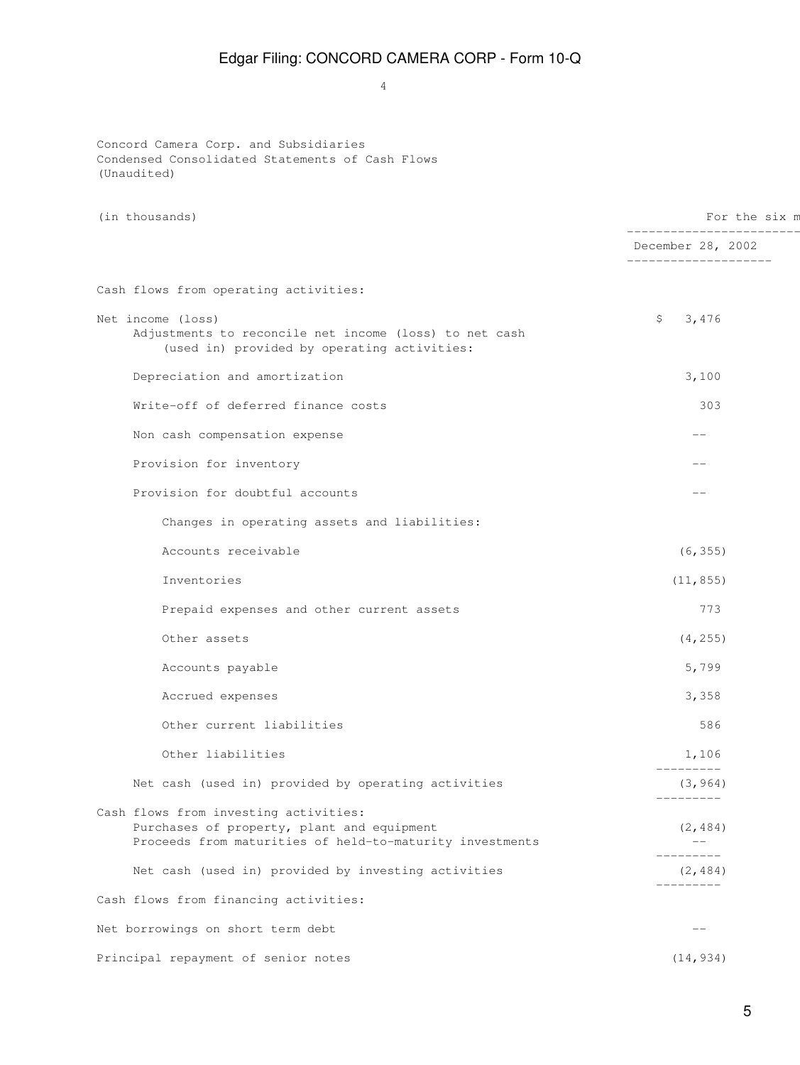Concord Camera Corp. and Subsidiaries
Condensed Consolidated Statements of Cash Flows
(Unaudited)

| (in thousands) | For the six m |
|---|---|
| | December 28, 2002 |
| Cash flows from operating activities: | |
| Net income (loss) | $ 3,476 |
| Adjustments to reconcile net income (loss) to net cash (used in) provided by operating activities: | |
| Depreciation and amortization | 3,100 |
| Write-off of deferred finance costs | 303 |
| Non cash compensation expense | -- |
| Provision for inventory | -- |
| Provision for doubtful accounts | -- |
| Changes in operating assets and liabilities: | |
| Accounts receivable | (6,355) |
| Inventories | (11,855) |
| Prepaid expenses and other current assets | 773 |
| Other assets | (4,255) |
| Accounts payable | 5,799 |
| Accrued expenses | 3,358 |
| Other current liabilities | 586 |
| Other liabilities | 1,106 |
| Net cash (used in) provided by operating activities | (3,964) |
| Cash flows from investing activities: | |
| Purchases of property, plant and equipment | (2,484) |
| Proceeds from maturities of held-to-maturity investments | -- |
| Net cash (used in) provided by investing activities | (2,484) |
| Cash flows from financing activities: | |
| Net borrowings on short term debt | -- |
| Principal repayment of senior notes | (14,934) |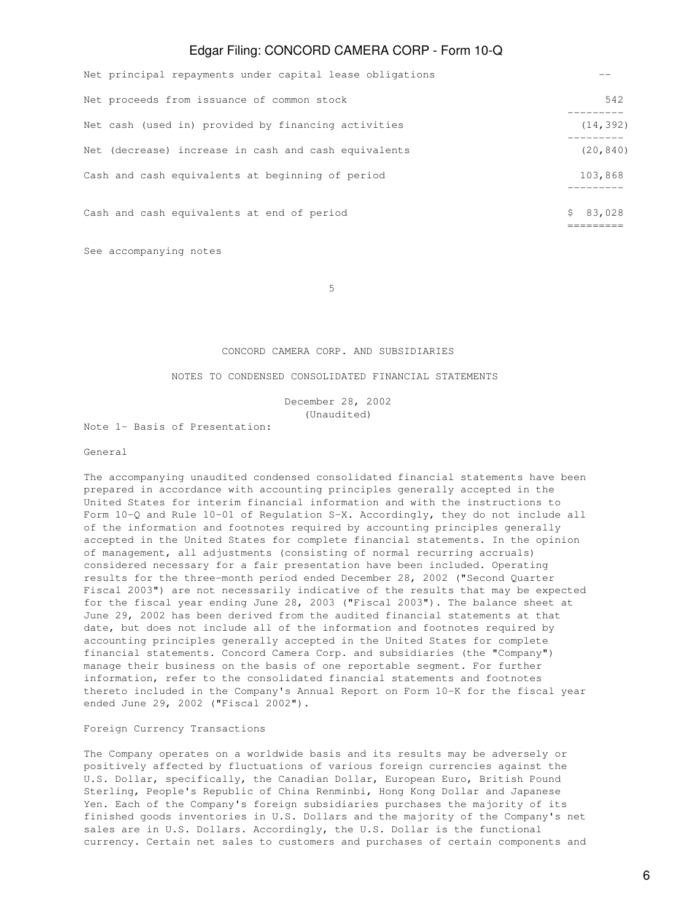| | |
|---|---|
| Net principal repayments under capital lease obligations | -- |
| Net proceeds from issuance of common stock | 542 |
| Net cash (used in) provided by financing activities | (14,392) |
| Net (decrease) increase in cash and cash equivalents | (20,840) |
| Cash and cash equivalents at beginning of period | 103,868 |
| Cash and cash equivalents at end of period | $ 83,028 |

See accompanying notes

CONCORD CAMERA CORP. AND SUBSIDIARIES

NOTES TO CONDENSED CONSOLIDATED FINANCIAL STATEMENTS

December 28, 2002
(Unaudited)

Note 1- Basis of Presentation:

General

The accompanying unaudited condensed consolidated financial statements have been prepared in accordance with accounting principles generally accepted in the United States for interim financial information and with the instructions to Form 10-Q and Rule 10-01 of Regulation S-X. Accordingly, they do not include all of the information and footnotes required by accounting principles generally accepted in the United States for complete financial statements. In the opinion of management, all adjustments (consisting of normal recurring accruals) considered necessary for a fair presentation have been included. Operating results for the three-month period ended December 28, 2002 ("Second Quarter Fiscal 2003") are not necessarily indicative of the results that may be expected for the fiscal year ending June 28, 2003 ("Fiscal 2003"). The balance sheet at June 29, 2002 has been derived from the audited financial statements at that date, but does not include all of the information and footnotes required by accounting principles generally accepted in the United States for complete financial statements. Concord Camera Corp. and subsidiaries (the "Company") manage their business on the basis of one reportable segment. For further information, refer to the consolidated financial statements and footnotes thereto included in the Company's Annual Report on Form 10-K for the fiscal year ended June 29, 2002 ("Fiscal 2002").

Foreign Currency Transactions

The Company operates on a worldwide basis and its results may be adversely or positively affected by fluctuations of various foreign currencies against the U.S. Dollar, specifically, the Canadian Dollar, European Euro, British Pound Sterling, People's Republic of China Renminbi, Hong Kong Dollar and Japanese Yen. Each of the Company's foreign subsidiaries purchases the majority of its finished goods inventories in U.S. Dollars and the majority of the Company's net sales are in U.S. Dollars. Accordingly, the U.S. Dollar is the functional currency. Certain net sales to customers and purchases of certain components and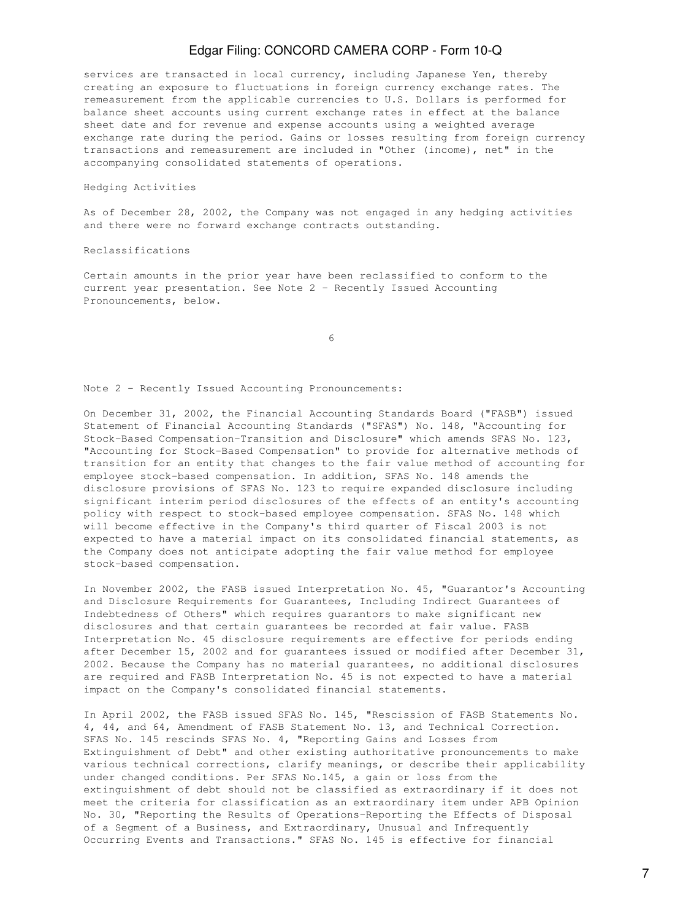services are transacted in local currency, including Japanese Yen, thereby creating an exposure to fluctuations in foreign currency exchange rates. The remeasurement from the applicable currencies to U.S. Dollars is performed for balance sheet accounts using current exchange rates in effect at the balance sheet date and for revenue and expense accounts using a weighted average exchange rate during the period. Gains or losses resulting from foreign currency transactions and remeasurement are included in "Other (income), net" in the accompanying consolidated statements of operations.

Hedging Activities

As of December 28, 2002, the Company was not engaged in any hedging activities and there were no forward exchange contracts outstanding.

Reclassifications

Certain amounts in the prior year have been reclassified to conform to the current year presentation. See Note 2 - Recently Issued Accounting Pronouncements, below.

Note 2 - Recently Issued Accounting Pronouncements:

On December 31, 2002, the Financial Accounting Standards Board ("FASB") issued Statement of Financial Accounting Standards ("SFAS") No. 148, "Accounting for Stock-Based Compensation-Transition and Disclosure" which amends SFAS No. 123, "Accounting for Stock-Based Compensation" to provide for alternative methods of transition for an entity that changes to the fair value method of accounting for employee stock-based compensation. In addition, SFAS No. 148 amends the disclosure provisions of SFAS No. 123 to require expanded disclosure including significant interim period disclosures of the effects of an entity's accounting policy with respect to stock-based employee compensation. SFAS No. 148 which will become effective in the Company's third quarter of Fiscal 2003 is not expected to have a material impact on its consolidated financial statements, as the Company does not anticipate adopting the fair value method for employee stock-based compensation.

In November 2002, the FASB issued Interpretation No. 45, "Guarantor's Accounting and Disclosure Requirements for Guarantees, Including Indirect Guarantees of Indebtedness of Others" which requires guarantors to make significant new disclosures and that certain guarantees be recorded at fair value. FASB Interpretation No. 45 disclosure requirements are effective for periods ending after December 15, 2002 and for guarantees issued or modified after December 31, 2002. Because the Company has no material guarantees, no additional disclosures are required and FASB Interpretation No. 45 is not expected to have a material impact on the Company's consolidated financial statements.

In April 2002, the FASB issued SFAS No. 145, "Rescission of FASB Statements No. 4, 44, and 64, Amendment of FASB Statement No. 13, and Technical Correction. SFAS No. 145 rescinds SFAS No. 4, "Reporting Gains and Losses from Extinguishment of Debt" and other existing authoritative pronouncements to make various technical corrections, clarify meanings, or describe their applicability under changed conditions. Per SFAS No.145, a gain or loss from the extinguishment of debt should not be classified as extraordinary if it does not meet the criteria for classification as an extraordinary item under APB Opinion No. 30, "Reporting the Results of Operations-Reporting the Effects of Disposal of a Segment of a Business, and Extraordinary, Unusual and Infrequently Occurring Events and Transactions." SFAS No. 145 is effective for financial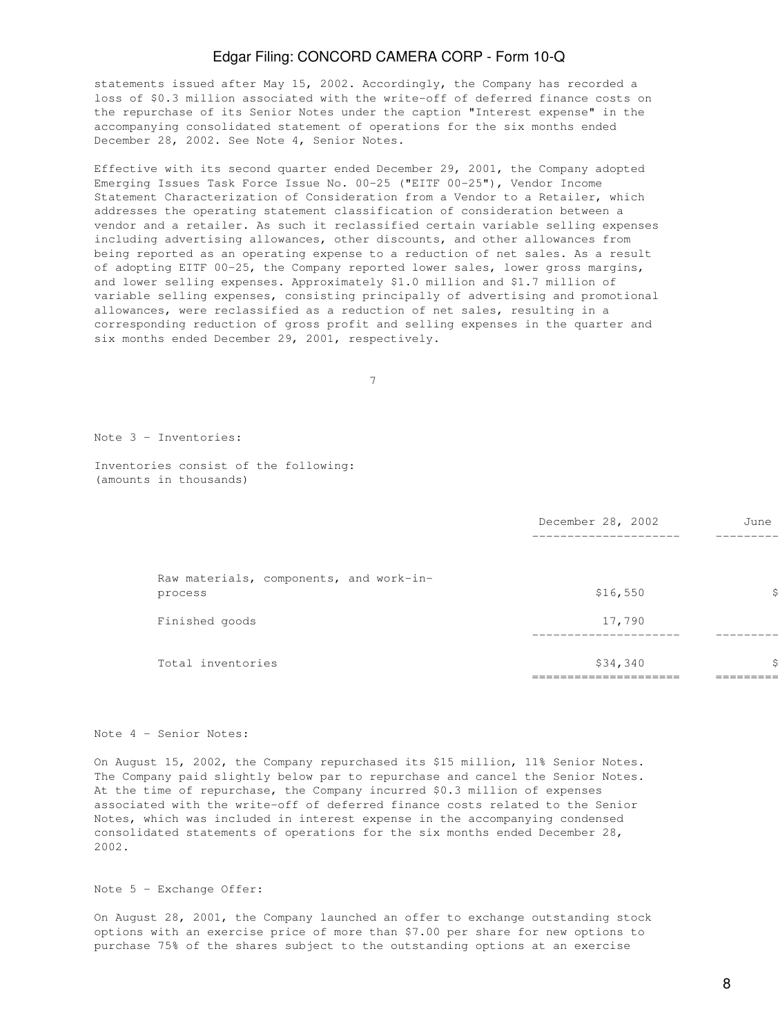statements issued after May 15, 2002. Accordingly, the Company has recorded a loss of $0.3 million associated with the write-off of deferred finance costs on the repurchase of its Senior Notes under the caption "Interest expense" in the accompanying consolidated statement of operations for the six months ended December 28, 2002. See Note 4, Senior Notes.

Effective with its second quarter ended December 29, 2001, the Company adopted Emerging Issues Task Force Issue No. 00-25 ("EITF 00-25"), Vendor Income Statement Characterization of Consideration from a Vendor to a Retailer, which addresses the operating statement classification of consideration between a vendor and a retailer. As such it reclassified certain variable selling expenses including advertising allowances, other discounts, and other allowances from being reported as an operating expense to a reduction of net sales. As a result of adopting EITF 00-25, the Company reported lower sales, lower gross margins, and lower selling expenses. Approximately $1.0 million and $1.7 million of variable selling expenses, consisting principally of advertising and promotional allowances, were reclassified as a reduction of net sales, resulting in a corresponding reduction of gross profit and selling expenses in the quarter and six months ended December 29, 2001, respectively.

Note 3 - Inventories:

Inventories consist of the following:
(amounts in thousands)

| | December 28, 2002 | June |
|---|---|---|
| Raw materials, components, and work-in-process | $16,550 | $ |
| Finished goods | 17,790 | |
| Total inventories | $34,340 | $ |

Note 4 - Senior Notes:

On August 15, 2002, the Company repurchased its $15 million, 11% Senior Notes. The Company paid slightly below par to repurchase and cancel the Senior Notes. At the time of repurchase, the Company incurred $0.3 million of expenses associated with the write-off of deferred finance costs related to the Senior Notes, which was included in interest expense in the accompanying condensed consolidated statements of operations for the six months ended December 28, 2002.

Note 5 - Exchange Offer:

On August 28, 2001, the Company launched an offer to exchange outstanding stock options with an exercise price of more than $7.00 per share for new options to purchase 75% of the shares subject to the outstanding options at an exercise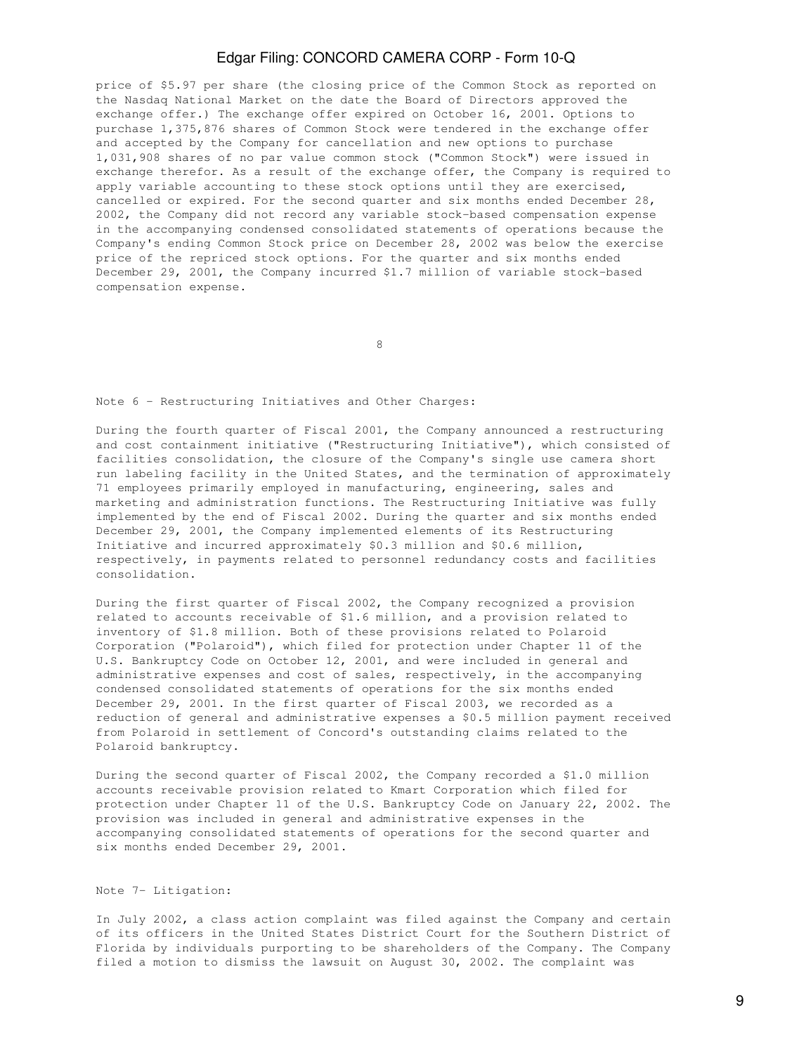price of $5.97 per share (the closing price of the Common Stock as reported on the Nasdaq National Market on the date the Board of Directors approved the exchange offer.) The exchange offer expired on October 16, 2001. Options to purchase 1,375,876 shares of Common Stock were tendered in the exchange offer and accepted by the Company for cancellation and new options to purchase 1,031,908 shares of no par value common stock ("Common Stock") were issued in exchange therefor. As a result of the exchange offer, the Company is required to apply variable accounting to these stock options until they are exercised, cancelled or expired. For the second quarter and six months ended December 28, 2002, the Company did not record any variable stock-based compensation expense in the accompanying condensed consolidated statements of operations because the Company's ending Common Stock price on December 28, 2002 was below the exercise price of the repriced stock options. For the quarter and six months ended December 29, 2001, the Company incurred $1.7 million of variable stock-based compensation expense.

Note 6 - Restructuring Initiatives and Other Charges:

During the fourth quarter of Fiscal 2001, the Company announced a restructuring and cost containment initiative ("Restructuring Initiative"), which consisted of facilities consolidation, the closure of the Company's single use camera short run labeling facility in the United States, and the termination of approximately 71 employees primarily employed in manufacturing, engineering, sales and marketing and administration functions. The Restructuring Initiative was fully implemented by the end of Fiscal 2002. During the quarter and six months ended December 29, 2001, the Company implemented elements of its Restructuring Initiative and incurred approximately $0.3 million and $0.6 million, respectively, in payments related to personnel redundancy costs and facilities consolidation.

During the first quarter of Fiscal 2002, the Company recognized a provision related to accounts receivable of $1.6 million, and a provision related to inventory of $1.8 million. Both of these provisions related to Polaroid Corporation ("Polaroid"), which filed for protection under Chapter 11 of the U.S. Bankruptcy Code on October 12, 2001, and were included in general and administrative expenses and cost of sales, respectively, in the accompanying condensed consolidated statements of operations for the six months ended December 29, 2001. In the first quarter of Fiscal 2003, we recorded as a reduction of general and administrative expenses a $0.5 million payment received from Polaroid in settlement of Concord's outstanding claims related to the Polaroid bankruptcy.

During the second quarter of Fiscal 2002, the Company recorded a $1.0 million accounts receivable provision related to Kmart Corporation which filed for protection under Chapter 11 of the U.S. Bankruptcy Code on January 22, 2002. The provision was included in general and administrative expenses in the accompanying consolidated statements of operations for the second quarter and six months ended December 29, 2001.

Note 7- Litigation:

In July 2002, a class action complaint was filed against the Company and certain of its officers in the United States District Court for the Southern District of Florida by individuals purporting to be shareholders of the Company. The Company filed a motion to dismiss the lawsuit on August 30, 2002. The complaint was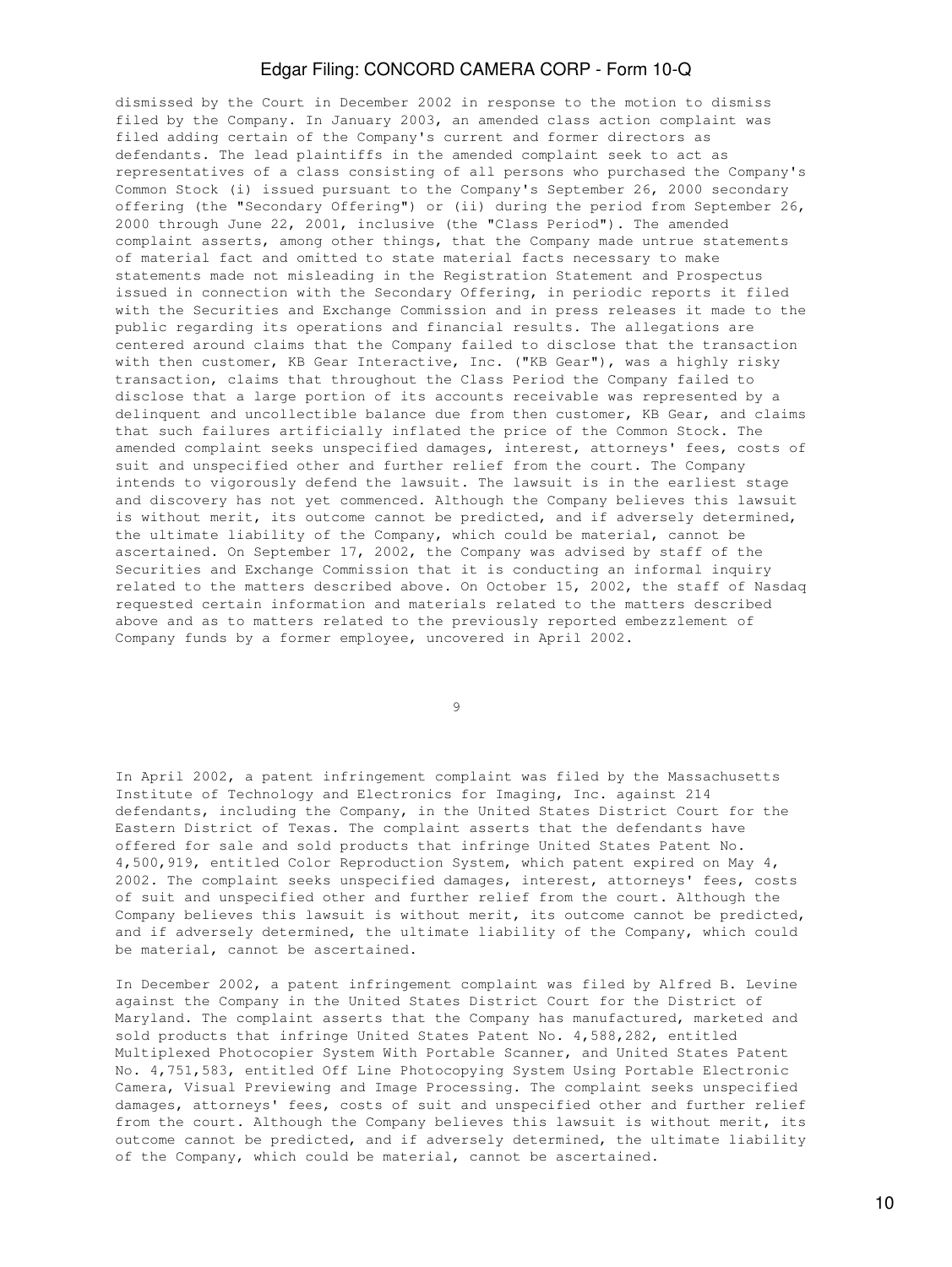dismissed by the Court in December 2002 in response to the motion to dismiss filed by the Company. In January 2003, an amended class action complaint was filed adding certain of the Company's current and former directors as defendants. The lead plaintiffs in the amended complaint seek to act as representatives of a class consisting of all persons who purchased the Company's Common Stock (i) issued pursuant to the Company's September 26, 2000 secondary offering (the "Secondary Offering") or (ii) during the period from September 26, 2000 through June 22, 2001, inclusive (the "Class Period"). The amended complaint asserts, among other things, that the Company made untrue statements of material fact and omitted to state material facts necessary to make statements made not misleading in the Registration Statement and Prospectus issued in connection with the Secondary Offering, in periodic reports it filed with the Securities and Exchange Commission and in press releases it made to the public regarding its operations and financial results. The allegations are centered around claims that the Company failed to disclose that the transaction with then customer, KB Gear Interactive, Inc. ("KB Gear"), was a highly risky transaction, claims that throughout the Class Period the Company failed to disclose that a large portion of its accounts receivable was represented by a delinquent and uncollectible balance due from then customer, KB Gear, and claims that such failures artificially inflated the price of the Common Stock. The amended complaint seeks unspecified damages, interest, attorneys' fees, costs of suit and unspecified other and further relief from the court. The Company intends to vigorously defend the lawsuit. The lawsuit is in the earliest stage and discovery has not yet commenced. Although the Company believes this lawsuit is without merit, its outcome cannot be predicted, and if adversely determined, the ultimate liability of the Company, which could be material, cannot be ascertained. On September 17, 2002, the Company was advised by staff of the Securities and Exchange Commission that it is conducting an informal inquiry related to the matters described above. On October 15, 2002, the staff of Nasdaq requested certain information and materials related to the matters described above and as to matters related to the previously reported embezzlement of Company funds by a former employee, uncovered in April 2002.

In April 2002, a patent infringement complaint was filed by the Massachusetts Institute of Technology and Electronics for Imaging, Inc. against 214 defendants, including the Company, in the United States District Court for the Eastern District of Texas. The complaint asserts that the defendants have offered for sale and sold products that infringe United States Patent No. 4,500,919, entitled Color Reproduction System, which patent expired on May 4, 2002. The complaint seeks unspecified damages, interest, attorneys' fees, costs of suit and unspecified other and further relief from the court. Although the Company believes this lawsuit is without merit, its outcome cannot be predicted, and if adversely determined, the ultimate liability of the Company, which could be material, cannot be ascertained.

In December 2002, a patent infringement complaint was filed by Alfred B. Levine against the Company in the United States District Court for the District of Maryland. The complaint asserts that the Company has manufactured, marketed and sold products that infringe United States Patent No. 4,588,282, entitled Multiplexed Photocopier System With Portable Scanner, and United States Patent No. 4,751,583, entitled Off Line Photocopying System Using Portable Electronic Camera, Visual Previewing and Image Processing. The complaint seeks unspecified damages, attorneys' fees, costs of suit and unspecified other and further relief from the court. Although the Company believes this lawsuit is without merit, its outcome cannot be predicted, and if adversely determined, the ultimate liability of the Company, which could be material, cannot be ascertained.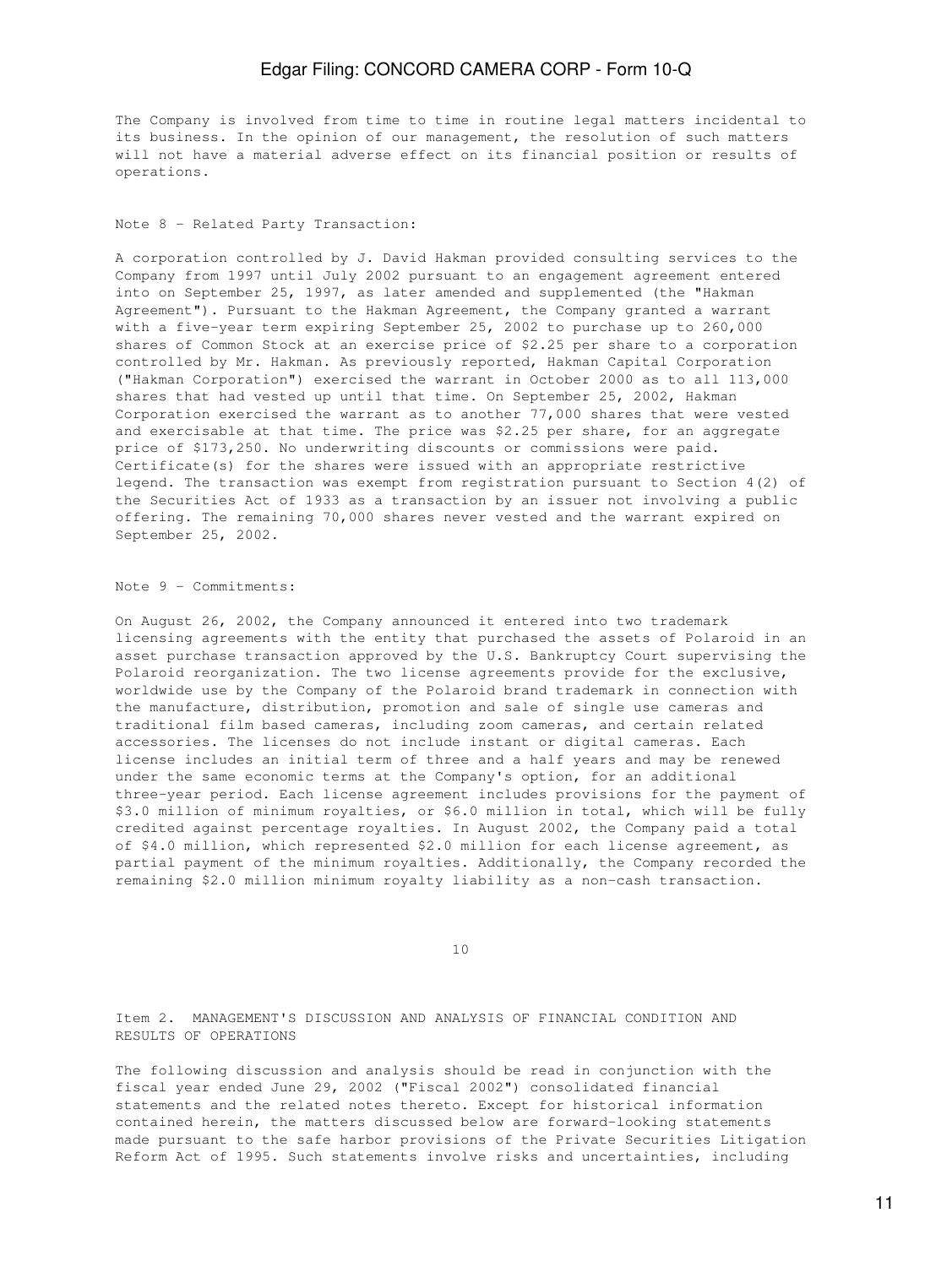The Company is involved from time to time in routine legal matters incidental to its business. In the opinion of our management, the resolution of such matters will not have a material adverse effect on its financial position or results of operations.

Note 8 - Related Party Transaction:

A corporation controlled by J. David Hakman provided consulting services to the Company from 1997 until July 2002 pursuant to an engagement agreement entered into on September 25, 1997, as later amended and supplemented (the "Hakman Agreement"). Pursuant to the Hakman Agreement, the Company granted a warrant with a five-year term expiring September 25, 2002 to purchase up to 260,000 shares of Common Stock at an exercise price of $2.25 per share to a corporation controlled by Mr. Hakman. As previously reported, Hakman Capital Corporation ("Hakman Corporation") exercised the warrant in October 2000 as to all 113,000 shares that had vested up until that time. On September 25, 2002, Hakman Corporation exercised the warrant as to another 77,000 shares that were vested and exercisable at that time. The price was $2.25 per share, for an aggregate price of $173,250. No underwriting discounts or commissions were paid. Certificate(s) for the shares were issued with an appropriate restrictive legend. The transaction was exempt from registration pursuant to Section 4(2) of the Securities Act of 1933 as a transaction by an issuer not involving a public offering. The remaining 70,000 shares never vested and the warrant expired on September 25, 2002.

Note 9 - Commitments:

On August 26, 2002, the Company announced it entered into two trademark licensing agreements with the entity that purchased the assets of Polaroid in an asset purchase transaction approved by the U.S. Bankruptcy Court supervising the Polaroid reorganization. The two license agreements provide for the exclusive, worldwide use by the Company of the Polaroid brand trademark in connection with the manufacture, distribution, promotion and sale of single use cameras and traditional film based cameras, including zoom cameras, and certain related accessories. The licenses do not include instant or digital cameras. Each license includes an initial term of three and a half years and may be renewed under the same economic terms at the Company's option, for an additional three-year period. Each license agreement includes provisions for the payment of $3.0 million of minimum royalties, or $6.0 million in total, which will be fully credited against percentage royalties. In August 2002, the Company paid a total of $4.0 million, which represented $2.0 million for each license agreement, as partial payment of the minimum royalties. Additionally, the Company recorded the remaining $2.0 million minimum royalty liability as a non-cash transaction.

## Item 2. MANAGEMENT'S DISCUSSION AND ANALYSIS OF FINANCIAL CONDITION AND RESULTS OF OPERATIONS

The following discussion and analysis should be read in conjunction with the fiscal year ended June 29, 2002 ("Fiscal 2002") consolidated financial statements and the related notes thereto. Except for historical information contained herein, the matters discussed below are forward-looking statements made pursuant to the safe harbor provisions of the Private Securities Litigation Reform Act of 1995. Such statements involve risks and uncertainties, including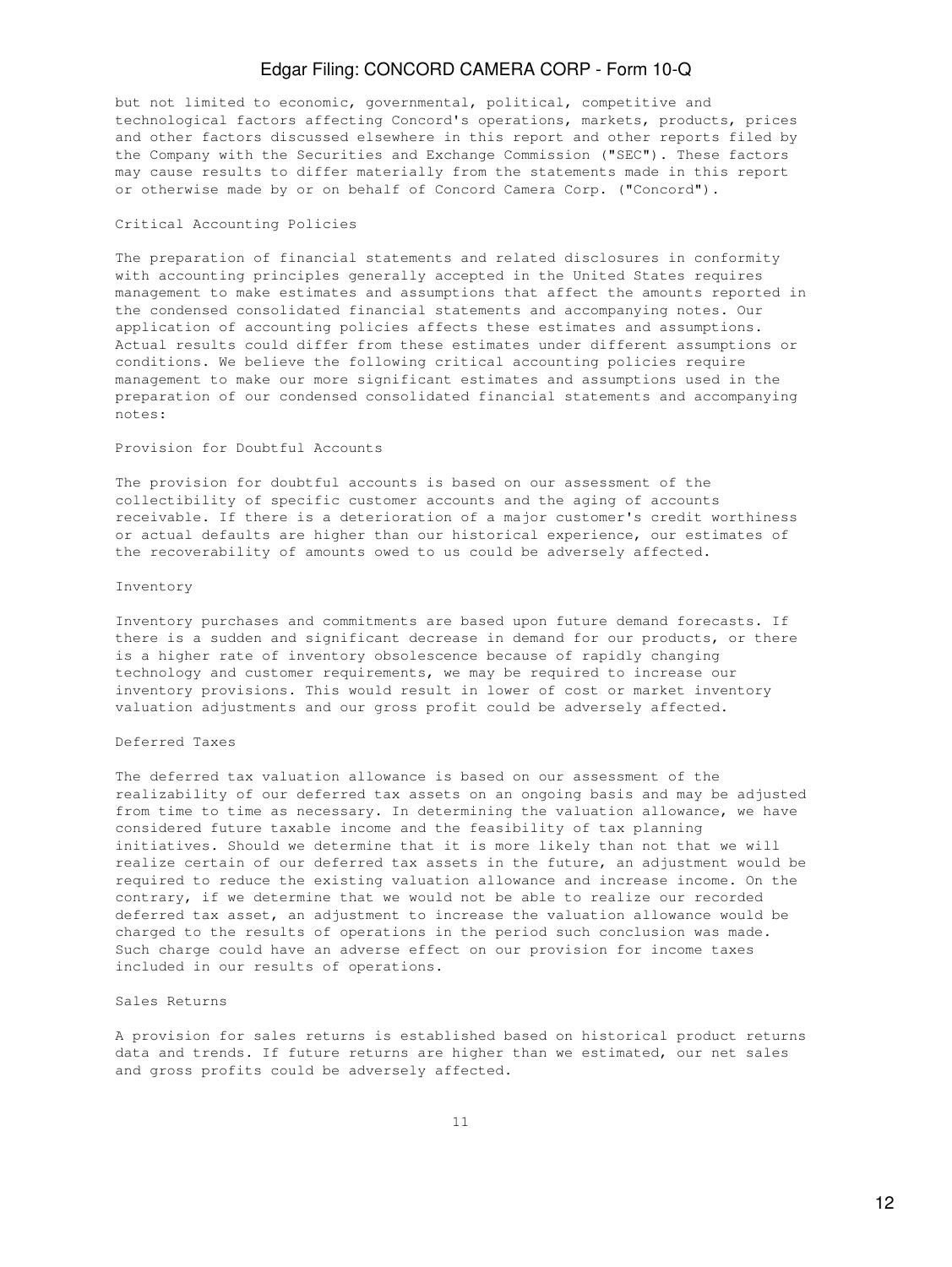but not limited to economic, governmental, political, competitive and technological factors affecting Concord's operations, markets, products, prices and other factors discussed elsewhere in this report and other reports filed by the Company with the Securities and Exchange Commission ("SEC"). These factors may cause results to differ materially from the statements made in this report or otherwise made by or on behalf of Concord Camera Corp. ("Concord").

## Critical Accounting Policies

The preparation of financial statements and related disclosures in conformity with accounting principles generally accepted in the United States requires management to make estimates and assumptions that affect the amounts reported in the condensed consolidated financial statements and accompanying notes. Our application of accounting policies affects these estimates and assumptions. Actual results could differ from these estimates under different assumptions or conditions. We believe the following critical accounting policies require management to make our more significant estimates and assumptions used in the preparation of our condensed consolidated financial statements and accompanying notes:

### Provision for Doubtful Accounts

The provision for doubtful accounts is based on our assessment of the collectibility of specific customer accounts and the aging of accounts receivable. If there is a deterioration of a major customer's credit worthiness or actual defaults are higher than our historical experience, our estimates of the recoverability of amounts owed to us could be adversely affected.

### Inventory

Inventory purchases and commitments are based upon future demand forecasts. If there is a sudden and significant decrease in demand for our products, or there is a higher rate of inventory obsolescence because of rapidly changing technology and customer requirements, we may be required to increase our inventory provisions. This would result in lower of cost or market inventory valuation adjustments and our gross profit could be adversely affected.

### Deferred Taxes

The deferred tax valuation allowance is based on our assessment of the realizability of our deferred tax assets on an ongoing basis and may be adjusted from time to time as necessary. In determining the valuation allowance, we have considered future taxable income and the feasibility of tax planning initiatives. Should we determine that it is more likely than not that we will realize certain of our deferred tax assets in the future, an adjustment would be required to reduce the existing valuation allowance and increase income. On the contrary, if we determine that we would not be able to realize our recorded deferred tax asset, an adjustment to increase the valuation allowance would be charged to the results of operations in the period such conclusion was made. Such charge could have an adverse effect on our provision for income taxes included in our results of operations.

### Sales Returns

A provision for sales returns is established based on historical product returns data and trends. If future returns are higher than we estimated, our net sales and gross profits could be adversely affected.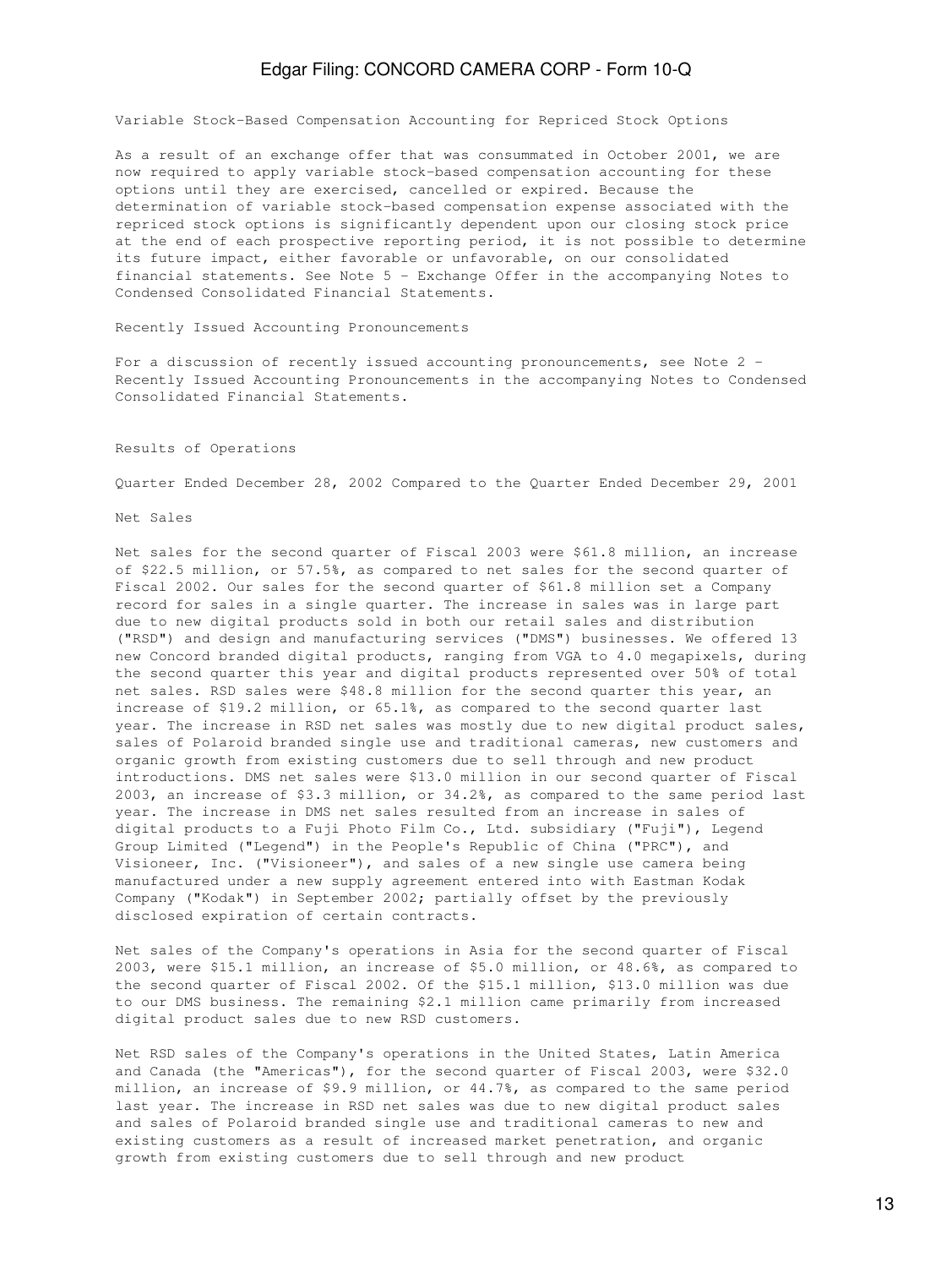Variable Stock-Based Compensation Accounting for Repriced Stock Options

As a result of an exchange offer that was consummated in October 2001, we are now required to apply variable stock-based compensation accounting for these options until they are exercised, cancelled or expired. Because the determination of variable stock-based compensation expense associated with the repriced stock options is significantly dependent upon our closing stock price at the end of each prospective reporting period, it is not possible to determine its future impact, either favorable or unfavorable, on our consolidated financial statements. See Note 5 - Exchange Offer in the accompanying Notes to Condensed Consolidated Financial Statements.

Recently Issued Accounting Pronouncements

For a discussion of recently issued accounting pronouncements, see Note 2 - Recently Issued Accounting Pronouncements in the accompanying Notes to Condensed Consolidated Financial Statements.

Results of Operations

Quarter Ended December 28, 2002 Compared to the Quarter Ended December 29, 2001

Net Sales

Net sales for the second quarter of Fiscal 2003 were $61.8 million, an increase of $22.5 million, or 57.5%, as compared to net sales for the second quarter of Fiscal 2002. Our sales for the second quarter of $61.8 million set a Company record for sales in a single quarter. The increase in sales was in large part due to new digital products sold in both our retail sales and distribution ("RSD") and design and manufacturing services ("DMS") businesses. We offered 13 new Concord branded digital products, ranging from VGA to 4.0 megapixels, during the second quarter this year and digital products represented over 50% of total net sales. RSD sales were $48.8 million for the second quarter this year, an increase of $19.2 million, or 65.1%, as compared to the second quarter last year. The increase in RSD net sales was mostly due to new digital product sales, sales of Polaroid branded single use and traditional cameras, new customers and organic growth from existing customers due to sell through and new product introductions. DMS net sales were $13.0 million in our second quarter of Fiscal 2003, an increase of $3.3 million, or 34.2%, as compared to the same period last year. The increase in DMS net sales resulted from an increase in sales of digital products to a Fuji Photo Film Co., Ltd. subsidiary ("Fuji"), Legend Group Limited ("Legend") in the People's Republic of China ("PRC"), and Visioneer, Inc. ("Visioneer"), and sales of a new single use camera being manufactured under a new supply agreement entered into with Eastman Kodak Company ("Kodak") in September 2002; partially offset by the previously disclosed expiration of certain contracts.

Net sales of the Company's operations in Asia for the second quarter of Fiscal 2003, were $15.1 million, an increase of $5.0 million, or 48.6%, as compared to the second quarter of Fiscal 2002. Of the $15.1 million, $13.0 million was due to our DMS business. The remaining $2.1 million came primarily from increased digital product sales due to new RSD customers.

Net RSD sales of the Company's operations in the United States, Latin America and Canada (the "Americas"), for the second quarter of Fiscal 2003, were $32.0 million, an increase of $9.9 million, or 44.7%, as compared to the same period last year. The increase in RSD net sales was due to new digital product sales and sales of Polaroid branded single use and traditional cameras to new and existing customers as a result of increased market penetration, and organic growth from existing customers due to sell through and new product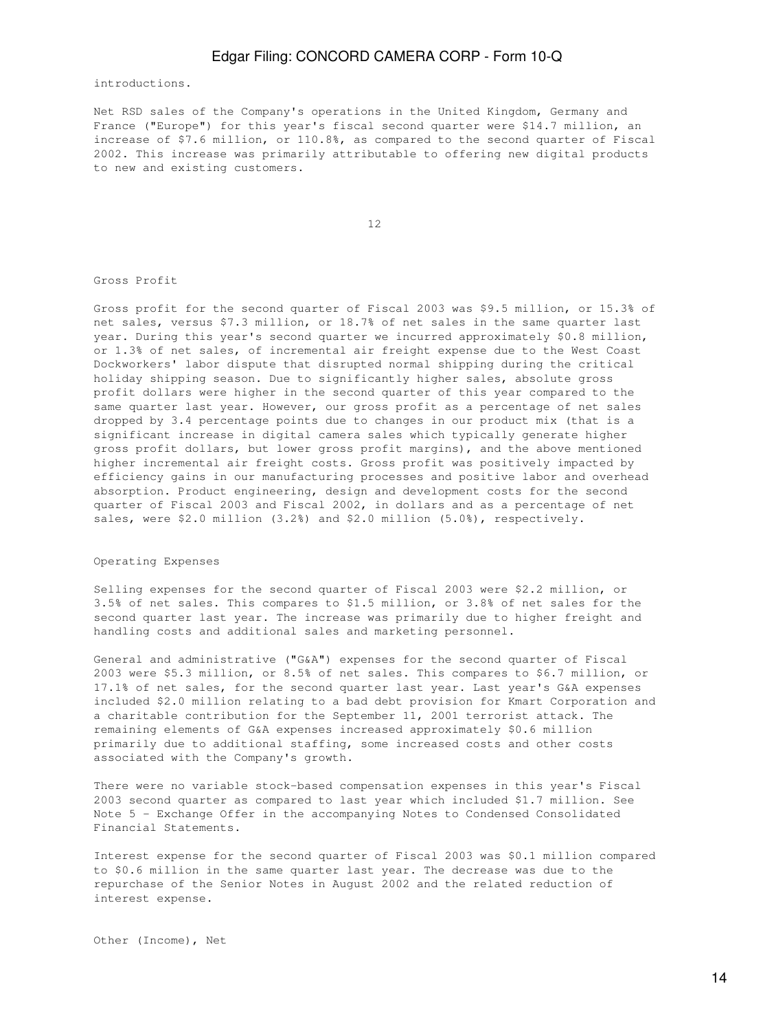introductions.

Net RSD sales of the Company's operations in the United Kingdom, Germany and France ("Europe") for this year's fiscal second quarter were $14.7 million, an increase of $7.6 million, or 110.8%, as compared to the second quarter of Fiscal 2002. This increase was primarily attributable to offering new digital products to new and existing customers.

### Gross Profit

Gross profit for the second quarter of Fiscal 2003 was $9.5 million, or 15.3% of net sales, versus $7.3 million, or 18.7% of net sales in the same quarter last year. During this year's second quarter we incurred approximately $0.8 million, or 1.3% of net sales, of incremental air freight expense due to the West Coast Dockworkers' labor dispute that disrupted normal shipping during the critical holiday shipping season. Due to significantly higher sales, absolute gross profit dollars were higher in the second quarter of this year compared to the same quarter last year. However, our gross profit as a percentage of net sales dropped by 3.4 percentage points due to changes in our product mix (that is a significant increase in digital camera sales which typically generate higher gross profit dollars, but lower gross profit margins), and the above mentioned higher incremental air freight costs. Gross profit was positively impacted by efficiency gains in our manufacturing processes and positive labor and overhead absorption. Product engineering, design and development costs for the second quarter of Fiscal 2003 and Fiscal 2002, in dollars and as a percentage of net sales, were $2.0 million (3.2%) and $2.0 million (5.0%), respectively.

### Operating Expenses

Selling expenses for the second quarter of Fiscal 2003 were $2.2 million, or 3.5% of net sales. This compares to $1.5 million, or 3.8% of net sales for the second quarter last year. The increase was primarily due to higher freight and handling costs and additional sales and marketing personnel.

General and administrative ("G&A") expenses for the second quarter of Fiscal 2003 were $5.3 million, or 8.5% of net sales. This compares to $6.7 million, or 17.1% of net sales, for the second quarter last year. Last year's G&A expenses included $2.0 million relating to a bad debt provision for Kmart Corporation and a charitable contribution for the September 11, 2001 terrorist attack. The remaining elements of G&A expenses increased approximately $0.6 million primarily due to additional staffing, some increased costs and other costs associated with the Company's growth.

There were no variable stock-based compensation expenses in this year's Fiscal 2003 second quarter as compared to last year which included $1.7 million. See Note 5 - Exchange Offer in the accompanying Notes to Condensed Consolidated Financial Statements.

Interest expense for the second quarter of Fiscal 2003 was $0.1 million compared to $0.6 million in the same quarter last year. The decrease was due to the repurchase of the Senior Notes in August 2002 and the related reduction of interest expense.

### Other (Income), Net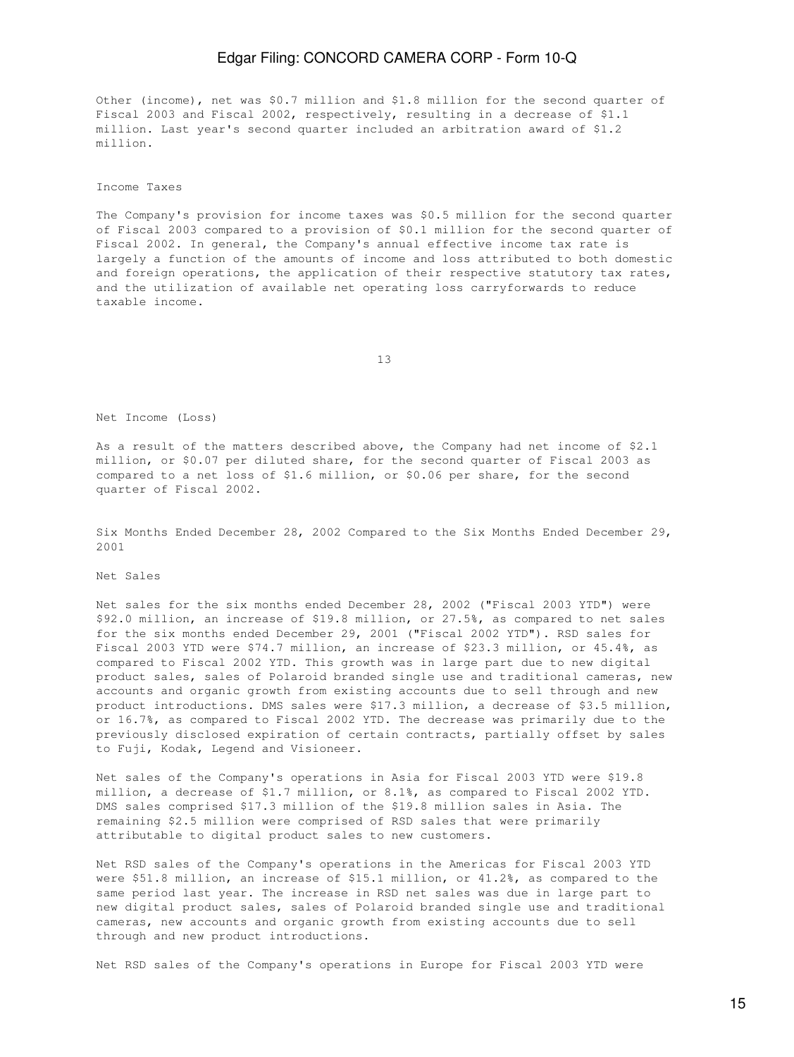Other (income), net was $0.7 million and $1.8 million for the second quarter of Fiscal 2003 and Fiscal 2002, respectively, resulting in a decrease of $1.1 million. Last year's second quarter included an arbitration award of $1.2 million.

Income Taxes

The Company's provision for income taxes was $0.5 million for the second quarter of Fiscal 2003 compared to a provision of $0.1 million for the second quarter of Fiscal 2002. In general, the Company's annual effective income tax rate is largely a function of the amounts of income and loss attributed to both domestic and foreign operations, the application of their respective statutory tax rates, and the utilization of available net operating loss carryforwards to reduce taxable income.

Net Income (Loss)

As a result of the matters described above, the Company had net income of $2.1 million, or $0.07 per diluted share, for the second quarter of Fiscal 2003 as compared to a net loss of $1.6 million, or $0.06 per share, for the second quarter of Fiscal 2002.

Six Months Ended December 28, 2002 Compared to the Six Months Ended December 29, 2001

Net Sales

Net sales for the six months ended December 28, 2002 ("Fiscal 2003 YTD") were $92.0 million, an increase of $19.8 million, or 27.5%, as compared to net sales for the six months ended December 29, 2001 ("Fiscal 2002 YTD"). RSD sales for Fiscal 2003 YTD were $74.7 million, an increase of $23.3 million, or 45.4%, as compared to Fiscal 2002 YTD. This growth was in large part due to new digital product sales, sales of Polaroid branded single use and traditional cameras, new accounts and organic growth from existing accounts due to sell through and new product introductions. DMS sales were $17.3 million, a decrease of $3.5 million, or 16.7%, as compared to Fiscal 2002 YTD. The decrease was primarily due to the previously disclosed expiration of certain contracts, partially offset by sales to Fuji, Kodak, Legend and Visioneer.

Net sales of the Company's operations in Asia for Fiscal 2003 YTD were $19.8 million, a decrease of $1.7 million, or 8.1%, as compared to Fiscal 2002 YTD. DMS sales comprised $17.3 million of the $19.8 million sales in Asia. The remaining $2.5 million were comprised of RSD sales that were primarily attributable to digital product sales to new customers.

Net RSD sales of the Company's operations in the Americas for Fiscal 2003 YTD were $51.8 million, an increase of $15.1 million, or 41.2%, as compared to the same period last year. The increase in RSD net sales was due in large part to new digital product sales, sales of Polaroid branded single use and traditional cameras, new accounts and organic growth from existing accounts due to sell through and new product introductions.

Net RSD sales of the Company's operations in Europe for Fiscal 2003 YTD were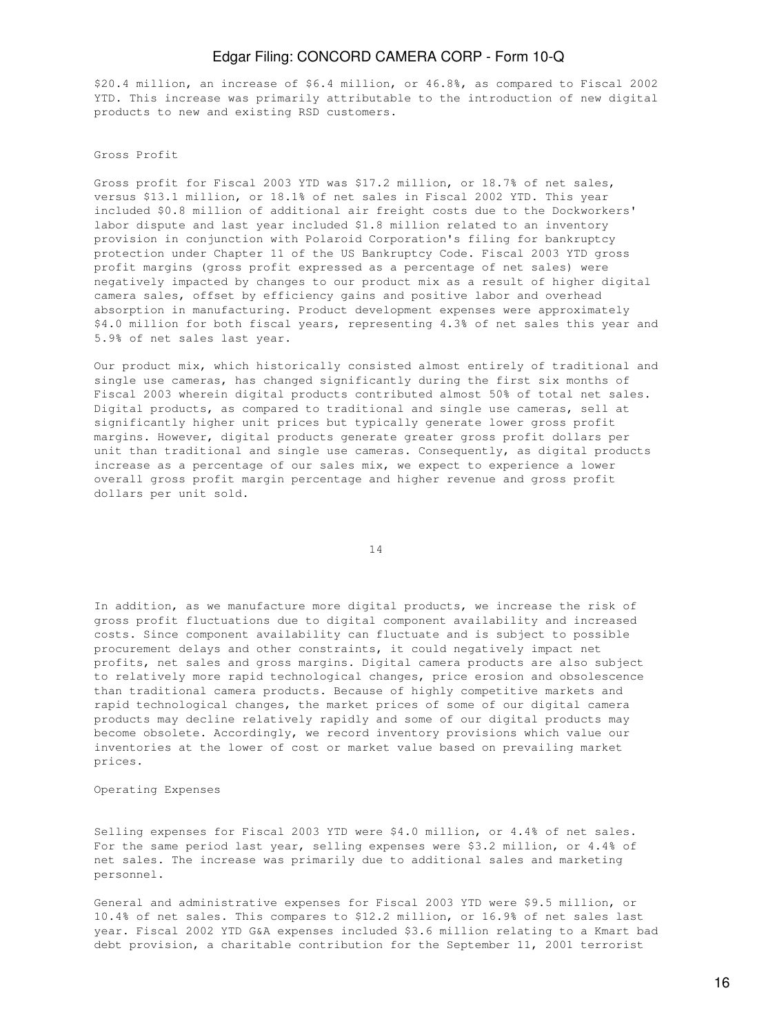$20.4 million, an increase of $6.4 million, or 46.8%, as compared to Fiscal 2002 YTD. This increase was primarily attributable to the introduction of new digital products to new and existing RSD customers.

Gross Profit

Gross profit for Fiscal 2003 YTD was $17.2 million, or 18.7% of net sales, versus $13.1 million, or 18.1% of net sales in Fiscal 2002 YTD. This year included $0.8 million of additional air freight costs due to the Dockworkers' labor dispute and last year included $1.8 million related to an inventory provision in conjunction with Polaroid Corporation's filing for bankruptcy protection under Chapter 11 of the US Bankruptcy Code. Fiscal 2003 YTD gross profit margins (gross profit expressed as a percentage of net sales) were negatively impacted by changes to our product mix as a result of higher digital camera sales, offset by efficiency gains and positive labor and overhead absorption in manufacturing. Product development expenses were approximately $4.0 million for both fiscal years, representing 4.3% of net sales this year and 5.9% of net sales last year.

Our product mix, which historically consisted almost entirely of traditional and single use cameras, has changed significantly during the first six months of Fiscal 2003 wherein digital products contributed almost 50% of total net sales. Digital products, as compared to traditional and single use cameras, sell at significantly higher unit prices but typically generate lower gross profit margins. However, digital products generate greater gross profit dollars per unit than traditional and single use cameras. Consequently, as digital products increase as a percentage of our sales mix, we expect to experience a lower overall gross profit margin percentage and higher revenue and gross profit dollars per unit sold.

In addition, as we manufacture more digital products, we increase the risk of gross profit fluctuations due to digital component availability and increased costs. Since component availability can fluctuate and is subject to possible procurement delays and other constraints, it could negatively impact net profits, net sales and gross margins. Digital camera products are also subject to relatively more rapid technological changes, price erosion and obsolescence than traditional camera products. Because of highly competitive markets and rapid technological changes, the market prices of some of our digital camera products may decline relatively rapidly and some of our digital products may become obsolete. Accordingly, we record inventory provisions which value our inventories at the lower of cost or market value based on prevailing market prices.

Operating Expenses

Selling expenses for Fiscal 2003 YTD were $4.0 million, or 4.4% of net sales. For the same period last year, selling expenses were $3.2 million, or 4.4% of net sales. The increase was primarily due to additional sales and marketing personnel.

General and administrative expenses for Fiscal 2003 YTD were $9.5 million, or 10.4% of net sales. This compares to $12.2 million, or 16.9% of net sales last year. Fiscal 2002 YTD G&A expenses included $3.6 million relating to a Kmart bad debt provision, a charitable contribution for the September 11, 2001 terrorist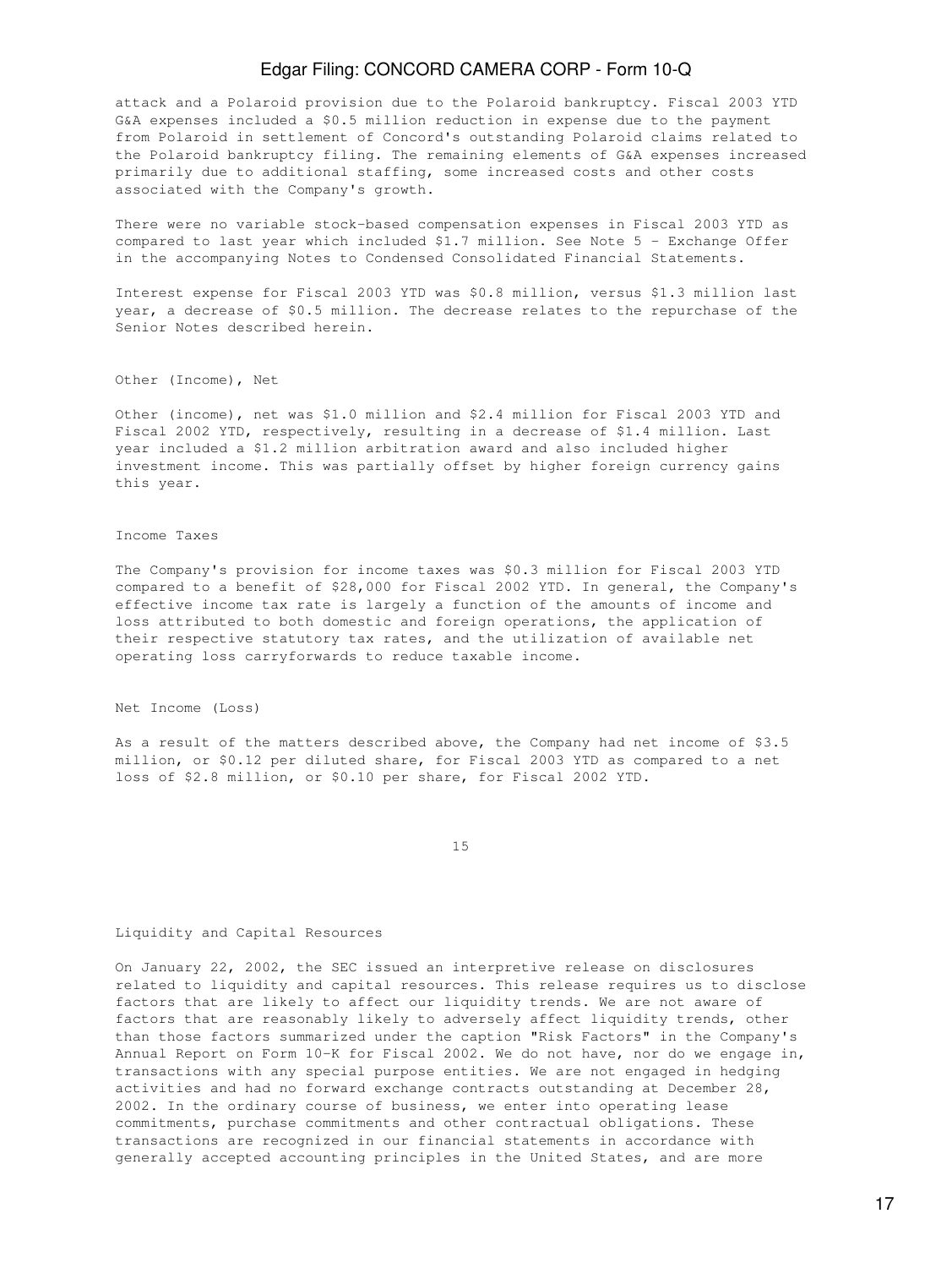attack and a Polaroid provision due to the Polaroid bankruptcy. Fiscal 2003 YTD G&A expenses included a $0.5 million reduction in expense due to the payment from Polaroid in settlement of Concord's outstanding Polaroid claims related to the Polaroid bankruptcy filing. The remaining elements of G&A expenses increased primarily due to additional staffing, some increased costs and other costs associated with the Company's growth.

There were no variable stock-based compensation expenses in Fiscal 2003 YTD as compared to last year which included $1.7 million. See Note 5 - Exchange Offer in the accompanying Notes to Condensed Consolidated Financial Statements.

Interest expense for Fiscal 2003 YTD was $0.8 million, versus $1.3 million last year, a decrease of $0.5 million. The decrease relates to the repurchase of the Senior Notes described herein.

### Other (Income), Net

Other (income), net was $1.0 million and $2.4 million for Fiscal 2003 YTD and Fiscal 2002 YTD, respectively, resulting in a decrease of $1.4 million. Last year included a $1.2 million arbitration award and also included higher investment income. This was partially offset by higher foreign currency gains this year.

### Income Taxes

The Company's provision for income taxes was $0.3 million for Fiscal 2003 YTD compared to a benefit of $28,000 for Fiscal 2002 YTD. In general, the Company's effective income tax rate is largely a function of the amounts of income and loss attributed to both domestic and foreign operations, the application of their respective statutory tax rates, and the utilization of available net operating loss carryforwards to reduce taxable income.

### Net Income (Loss)

As a result of the matters described above, the Company had net income of $3.5 million, or $0.12 per diluted share, for Fiscal 2003 YTD as compared to a net loss of $2.8 million, or $0.10 per share, for Fiscal 2002 YTD.

### Liquidity and Capital Resources

On January 22, 2002, the SEC issued an interpretive release on disclosures related to liquidity and capital resources. This release requires us to disclose factors that are likely to affect our liquidity trends. We are not aware of factors that are reasonably likely to adversely affect liquidity trends, other than those factors summarized under the caption "Risk Factors" in the Company's Annual Report on Form 10-K for Fiscal 2002. We do not have, nor do we engage in, transactions with any special purpose entities. We are not engaged in hedging activities and had no forward exchange contracts outstanding at December 28, 2002. In the ordinary course of business, we enter into operating lease commitments, purchase commitments and other contractual obligations. These transactions are recognized in our financial statements in accordance with generally accepted accounting principles in the United States, and are more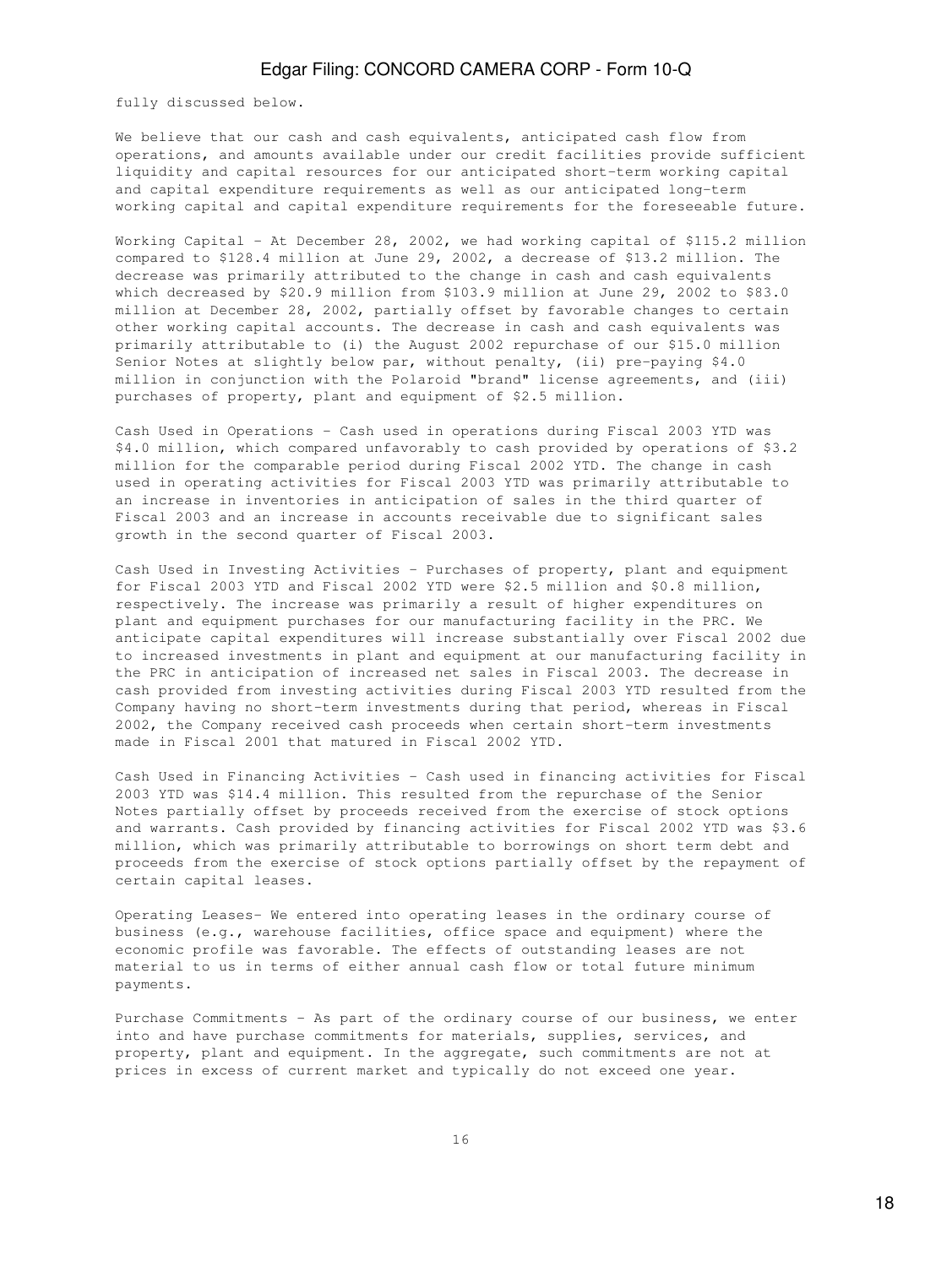fully discussed below.

We believe that our cash and cash equivalents, anticipated cash flow from operations, and amounts available under our credit facilities provide sufficient liquidity and capital resources for our anticipated short-term working capital and capital expenditure requirements as well as our anticipated long-term working capital and capital expenditure requirements for the foreseeable future.

Working Capital - At December 28, 2002, we had working capital of $115.2 million compared to $128.4 million at June 29, 2002, a decrease of $13.2 million. The decrease was primarily attributed to the change in cash and cash equivalents which decreased by $20.9 million from $103.9 million at June 29, 2002 to $83.0 million at December 28, 2002, partially offset by favorable changes to certain other working capital accounts. The decrease in cash and cash equivalents was primarily attributable to (i) the August 2002 repurchase of our $15.0 million Senior Notes at slightly below par, without penalty, (ii) pre-paying $4.0 million in conjunction with the Polaroid "brand" license agreements, and (iii) purchases of property, plant and equipment of $2.5 million.

Cash Used in Operations - Cash used in operations during Fiscal 2003 YTD was $4.0 million, which compared unfavorably to cash provided by operations of $3.2 million for the comparable period during Fiscal 2002 YTD. The change in cash used in operating activities for Fiscal 2003 YTD was primarily attributable to an increase in inventories in anticipation of sales in the third quarter of Fiscal 2003 and an increase in accounts receivable due to significant sales growth in the second quarter of Fiscal 2003.

Cash Used in Investing Activities - Purchases of property, plant and equipment for Fiscal 2003 YTD and Fiscal 2002 YTD were $2.5 million and $0.8 million, respectively. The increase was primarily a result of higher expenditures on plant and equipment purchases for our manufacturing facility in the PRC. We anticipate capital expenditures will increase substantially over Fiscal 2002 due to increased investments in plant and equipment at our manufacturing facility in the PRC in anticipation of increased net sales in Fiscal 2003. The decrease in cash provided from investing activities during Fiscal 2003 YTD resulted from the Company having no short-term investments during that period, whereas in Fiscal 2002, the Company received cash proceeds when certain short-term investments made in Fiscal 2001 that matured in Fiscal 2002 YTD.

Cash Used in Financing Activities - Cash used in financing activities for Fiscal 2003 YTD was $14.4 million. This resulted from the repurchase of the Senior Notes partially offset by proceeds received from the exercise of stock options and warrants. Cash provided by financing activities for Fiscal 2002 YTD was $3.6 million, which was primarily attributable to borrowings on short term debt and proceeds from the exercise of stock options partially offset by the repayment of certain capital leases.

Operating Leases- We entered into operating leases in the ordinary course of business (e.g., warehouse facilities, office space and equipment) where the economic profile was favorable. The effects of outstanding leases are not material to us in terms of either annual cash flow or total future minimum payments.

Purchase Commitments - As part of the ordinary course of our business, we enter into and have purchase commitments for materials, supplies, services, and property, plant and equipment. In the aggregate, such commitments are not at prices in excess of current market and typically do not exceed one year.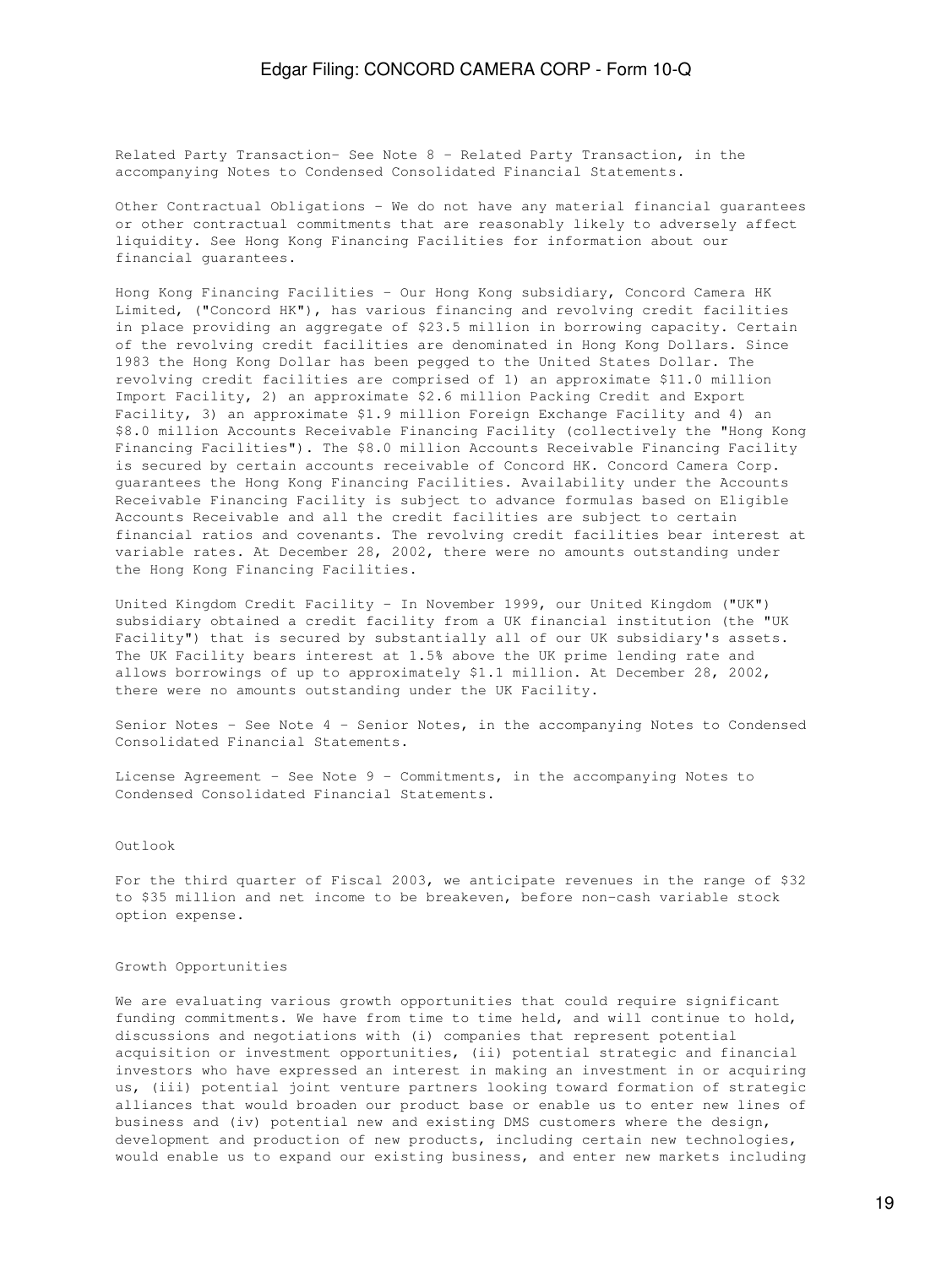Related Party Transaction- See Note 8 - Related Party Transaction, in the accompanying Notes to Condensed Consolidated Financial Statements.

Other Contractual Obligations - We do not have any material financial guarantees or other contractual commitments that are reasonably likely to adversely affect liquidity. See Hong Kong Financing Facilities for information about our financial guarantees.

Hong Kong Financing Facilities - Our Hong Kong subsidiary, Concord Camera HK Limited, ("Concord HK"), has various financing and revolving credit facilities in place providing an aggregate of $23.5 million in borrowing capacity. Certain of the revolving credit facilities are denominated in Hong Kong Dollars. Since 1983 the Hong Kong Dollar has been pegged to the United States Dollar. The revolving credit facilities are comprised of 1) an approximate $11.0 million Import Facility, 2) an approximate $2.6 million Packing Credit and Export Facility, 3) an approximate $1.9 million Foreign Exchange Facility and 4) an $8.0 million Accounts Receivable Financing Facility (collectively the "Hong Kong Financing Facilities"). The $8.0 million Accounts Receivable Financing Facility is secured by certain accounts receivable of Concord HK. Concord Camera Corp. guarantees the Hong Kong Financing Facilities. Availability under the Accounts Receivable Financing Facility is subject to advance formulas based on Eligible Accounts Receivable and all the credit facilities are subject to certain financial ratios and covenants. The revolving credit facilities bear interest at variable rates. At December 28, 2002, there were no amounts outstanding under the Hong Kong Financing Facilities.

United Kingdom Credit Facility - In November 1999, our United Kingdom ("UK") subsidiary obtained a credit facility from a UK financial institution (the "UK Facility") that is secured by substantially all of our UK subsidiary's assets. The UK Facility bears interest at 1.5% above the UK prime lending rate and allows borrowings of up to approximately $1.1 million. At December 28, 2002, there were no amounts outstanding under the UK Facility.

Senior Notes - See Note 4 - Senior Notes, in the accompanying Notes to Condensed Consolidated Financial Statements.

License Agreement - See Note 9 - Commitments, in the accompanying Notes to Condensed Consolidated Financial Statements.

## Outlook

For the third quarter of Fiscal 2003, we anticipate revenues in the range of $32 to $35 million and net income to be breakeven, before non-cash variable stock option expense.

## Growth Opportunities

We are evaluating various growth opportunities that could require significant funding commitments. We have from time to time held, and will continue to hold, discussions and negotiations with (i) companies that represent potential acquisition or investment opportunities, (ii) potential strategic and financial investors who have expressed an interest in making an investment in or acquiring us, (iii) potential joint venture partners looking toward formation of strategic alliances that would broaden our product base or enable us to enter new lines of business and (iv) potential new and existing DMS customers where the design, development and production of new products, including certain new technologies, would enable us to expand our existing business, and enter new markets including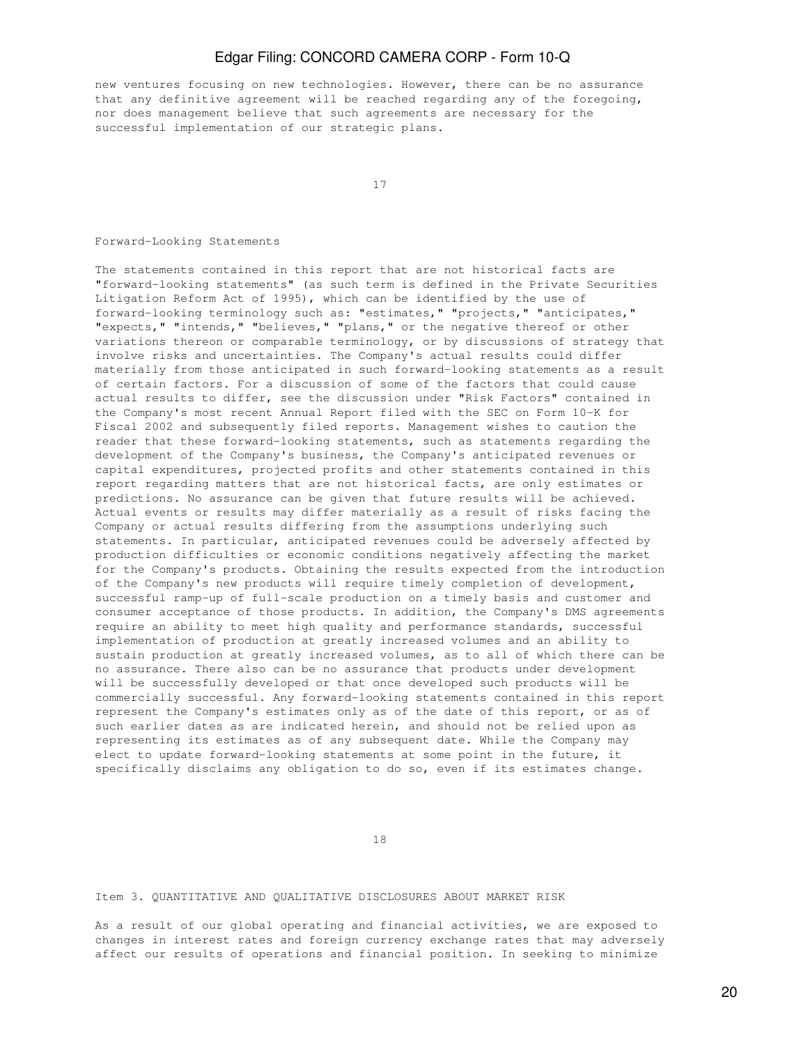new ventures focusing on new technologies. However, there can be no assurance that any definitive agreement will be reached regarding any of the foregoing, nor does management believe that such agreements are necessary for the successful implementation of our strategic plans.

## Forward-Looking Statements

The statements contained in this report that are not historical facts are "forward-looking statements" (as such term is defined in the Private Securities Litigation Reform Act of 1995), which can be identified by the use of forward-looking terminology such as: "estimates," "projects," "anticipates," "expects," "intends," "believes," "plans," or the negative thereof or other variations thereon or comparable terminology, or by discussions of strategy that involve risks and uncertainties. The Company's actual results could differ materially from those anticipated in such forward-looking statements as a result of certain factors. For a discussion of some of the factors that could cause actual results to differ, see the discussion under "Risk Factors" contained in the Company's most recent Annual Report filed with the SEC on Form 10-K for Fiscal 2002 and subsequently filed reports. Management wishes to caution the reader that these forward-looking statements, such as statements regarding the development of the Company's business, the Company's anticipated revenues or capital expenditures, projected profits and other statements contained in this report regarding matters that are not historical facts, are only estimates or predictions. No assurance can be given that future results will be achieved. Actual events or results may differ materially as a result of risks facing the Company or actual results differing from the assumptions underlying such statements. In particular, anticipated revenues could be adversely affected by production difficulties or economic conditions negatively affecting the market for the Company's products. Obtaining the results expected from the introduction of the Company's new products will require timely completion of development, successful ramp-up of full-scale production on a timely basis and customer and consumer acceptance of those products. In addition, the Company's DMS agreements require an ability to meet high quality and performance standards, successful implementation of production at greatly increased volumes and an ability to sustain production at greatly increased volumes, as to all of which there can be no assurance. There also can be no assurance that products under development will be successfully developed or that once developed such products will be commercially successful. Any forward-looking statements contained in this report represent the Company's estimates only as of the date of this report, or as of such earlier dates as are indicated herein, and should not be relied upon as representing its estimates as of any subsequent date. While the Company may elect to update forward-looking statements at some point in the future, it specifically disclaims any obligation to do so, even if its estimates change.

## Item 3. QUANTITATIVE AND QUALITATIVE DISCLOSURES ABOUT MARKET RISK

As a result of our global operating and financial activities, we are exposed to changes in interest rates and foreign currency exchange rates that may adversely affect our results of operations and financial position. In seeking to minimize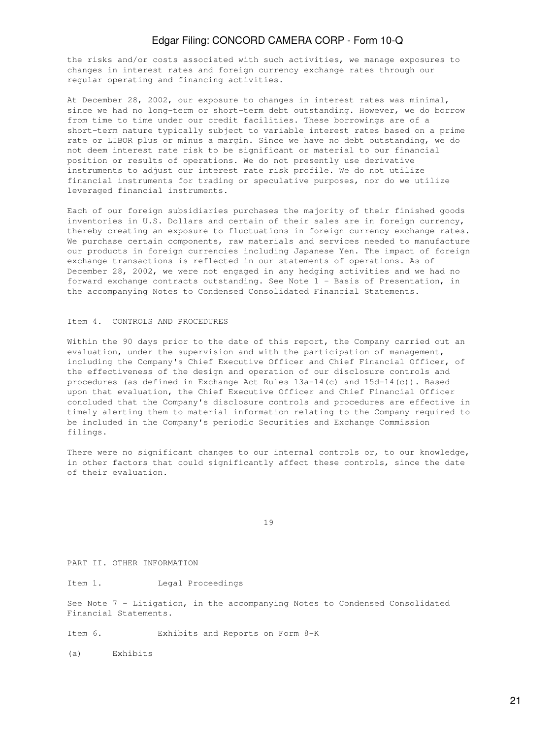the risks and/or costs associated with such activities, we manage exposures to changes in interest rates and foreign currency exchange rates through our regular operating and financing activities.

At December 28, 2002, our exposure to changes in interest rates was minimal, since we had no long-term or short-term debt outstanding. However, we do borrow from time to time under our credit facilities. These borrowings are of a short-term nature typically subject to variable interest rates based on a prime rate or LIBOR plus or minus a margin. Since we have no debt outstanding, we do not deem interest rate risk to be significant or material to our financial position or results of operations. We do not presently use derivative instruments to adjust our interest rate risk profile. We do not utilize financial instruments for trading or speculative purposes, nor do we utilize leveraged financial instruments.

Each of our foreign subsidiaries purchases the majority of their finished goods inventories in U.S. Dollars and certain of their sales are in foreign currency, thereby creating an exposure to fluctuations in foreign currency exchange rates. We purchase certain components, raw materials and services needed to manufacture our products in foreign currencies including Japanese Yen. The impact of foreign exchange transactions is reflected in our statements of operations. As of December 28, 2002, we were not engaged in any hedging activities and we had no forward exchange contracts outstanding. See Note 1 - Basis of Presentation, in the accompanying Notes to Condensed Consolidated Financial Statements.

## Item 4. CONTROLS AND PROCEDURES

Within the 90 days prior to the date of this report, the Company carried out an evaluation, under the supervision and with the participation of management, including the Company's Chief Executive Officer and Chief Financial Officer, of the effectiveness of the design and operation of our disclosure controls and procedures (as defined in Exchange Act Rules 13a-14(c) and 15d-14(c)). Based upon that evaluation, the Chief Executive Officer and Chief Financial Officer concluded that the Company's disclosure controls and procedures are effective in timely alerting them to material information relating to the Company required to be included in the Company's periodic Securities and Exchange Commission filings.

There were no significant changes to our internal controls or, to our knowledge, in other factors that could significantly affect these controls, since the date of their evaluation.

# PART II. OTHER INFORMATION

## Item 1. Legal Proceedings

See Note 7 - Litigation, in the accompanying Notes to Condensed Consolidated Financial Statements.

## Item 6. Exhibits and Reports on Form 8-K

(a) Exhibits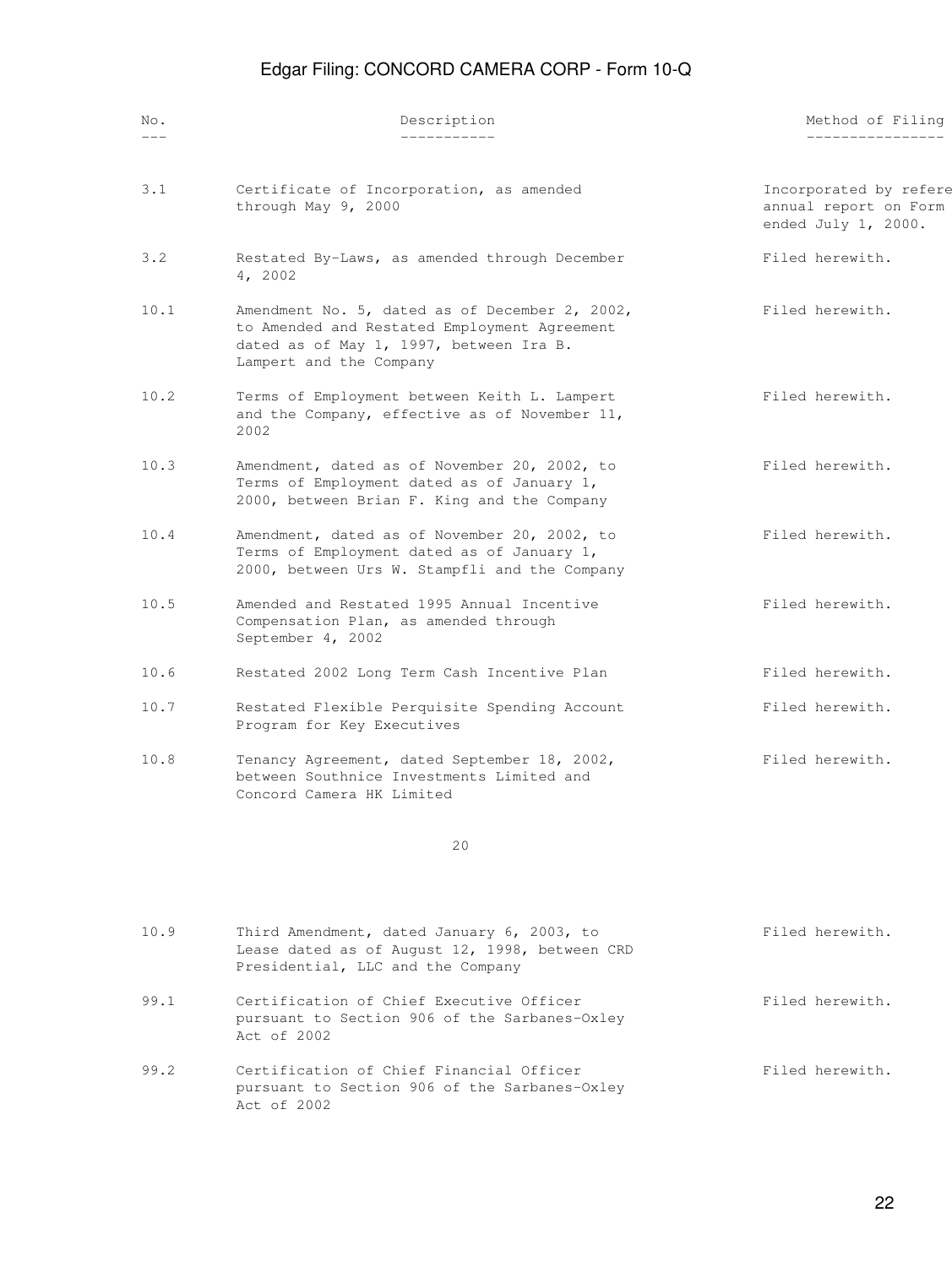| No. | Description | Method of Filing |
|---|---|---|
| 3.1 | Certificate of Incorporation, as amended through May 9, 2000 | Incorporated by refere annual report on Form ended July 1, 2000. |
| 3.2 | Restated By-Laws, as amended through December 4, 2002 | Filed herewith. |
| 10.1 | Amendment No. 5, dated as of December 2, 2002, to Amended and Restated Employment Agreement dated as of May 1, 1997, between Ira B. Lampert and the Company | Filed herewith. |
| 10.2 | Terms of Employment between Keith L. Lampert and the Company, effective as of November 11, 2002 | Filed herewith. |
| 10.3 | Amendment, dated as of November 20, 2002, to Terms of Employment dated as of January 1, 2000, between Brian F. King and the Company | Filed herewith. |
| 10.4 | Amendment, dated as of November 20, 2002, to Terms of Employment dated as of January 1, 2000, between Urs W. Stampfli and the Company | Filed herewith. |
| 10.5 | Amended and Restated 1995 Annual Incentive Compensation Plan, as amended through September 4, 2002 | Filed herewith. |
| 10.6 | Restated 2002 Long Term Cash Incentive Plan | Filed herewith. |
| 10.7 | Restated Flexible Perquisite Spending Account Program for Key Executives | Filed herewith. |
| 10.8 | Tenancy Agreement, dated September 18, 2002, between Southnice Investments Limited and Concord Camera HK Limited | Filed herewith. |
| 10.9 | Third Amendment, dated January 6, 2003, to Lease dated as of August 12, 1998, between CRD Presidential, LLC and the Company | Filed herewith. |
| 99.1 | Certification of Chief Executive Officer pursuant to Section 906 of the Sarbanes-Oxley Act of 2002 | Filed herewith. |
| 99.2 | Certification of Chief Financial Officer pursuant to Section 906 of the Sarbanes-Oxley Act of 2002 | Filed herewith. |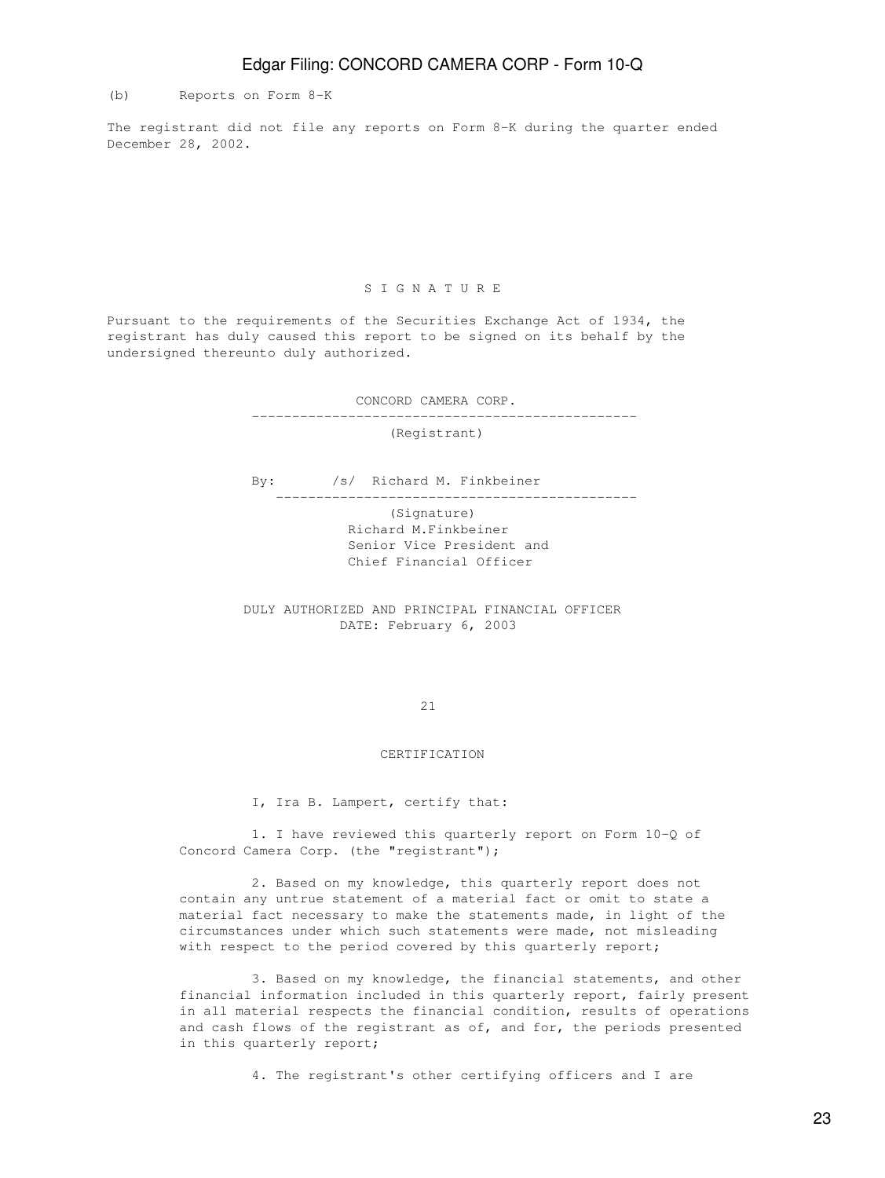(b) Reports on Form 8-K

The registrant did not file any reports on Form 8-K during the quarter ended December 28, 2002.

S I G N A T U R E

Pursuant to the requirements of the Securities Exchange Act of 1934, the registrant has duly caused this report to be signed on its behalf by the undersigned thereunto duly authorized.

CONCORD CAMERA CORP.
(Registrant)

By: /s/ Richard M. Finkbeiner
(Signature)
Richard M.Finkbeiner
Senior Vice President and
Chief Financial Officer

DULY AUTHORIZED AND PRINCIPAL FINANCIAL OFFICER
DATE: February 6, 2003

CERTIFICATION

I, Ira B. Lampert, certify that:

1. I have reviewed this quarterly report on Form 10-Q of Concord Camera Corp. (the "registrant");

2. Based on my knowledge, this quarterly report does not contain any untrue statement of a material fact or omit to state a material fact necessary to make the statements made, in light of the circumstances under which such statements were made, not misleading with respect to the period covered by this quarterly report;

3. Based on my knowledge, the financial statements, and other financial information included in this quarterly report, fairly present in all material respects the financial condition, results of operations and cash flows of the registrant as of, and for, the periods presented in this quarterly report;

4. The registrant's other certifying officers and I are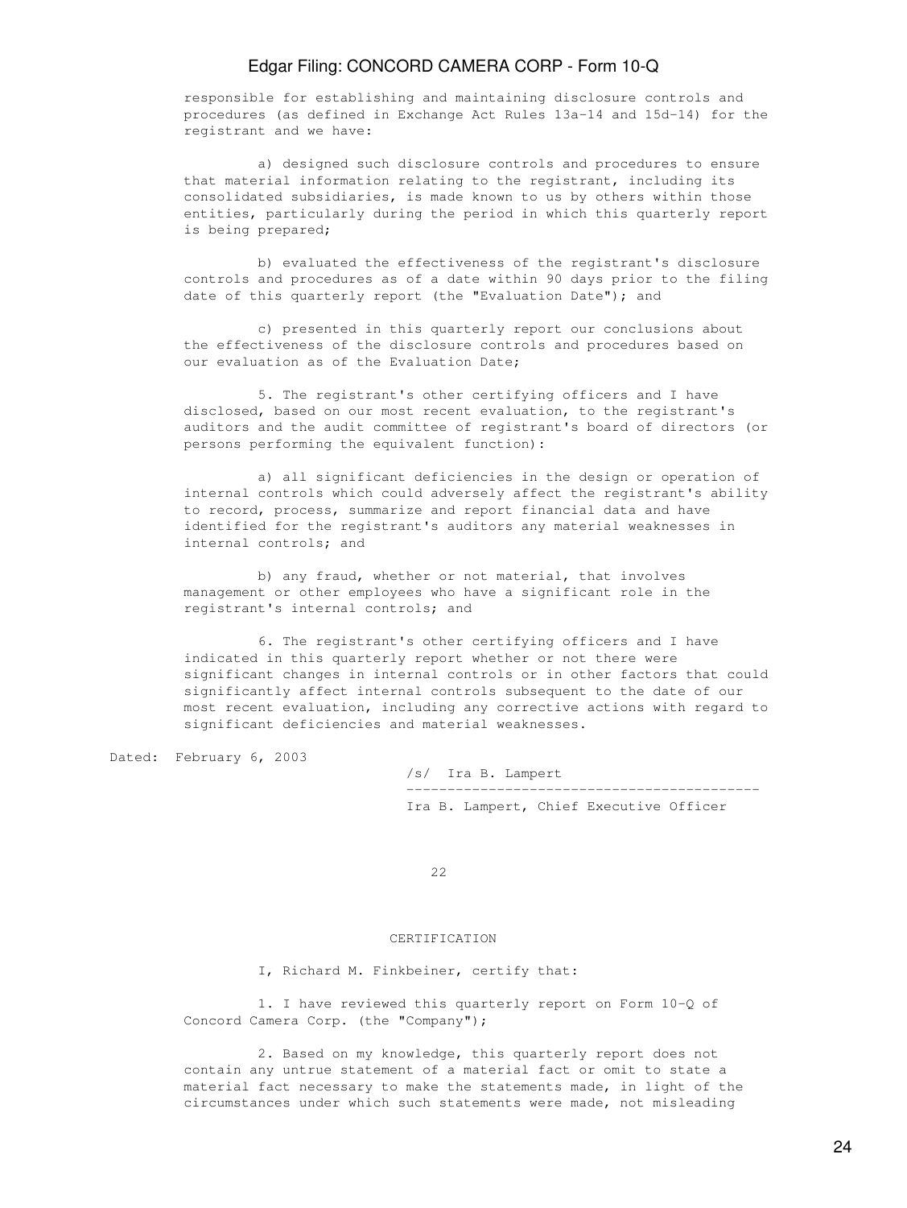responsible for establishing and maintaining disclosure controls and procedures (as defined in Exchange Act Rules 13a-14 and 15d-14) for the registrant and we have:

a) designed such disclosure controls and procedures to ensure that material information relating to the registrant, including its consolidated subsidiaries, is made known to us by others within those entities, particularly during the period in which this quarterly report is being prepared;

b) evaluated the effectiveness of the registrant's disclosure controls and procedures as of a date within 90 days prior to the filing date of this quarterly report (the "Evaluation Date"); and

c) presented in this quarterly report our conclusions about the effectiveness of the disclosure controls and procedures based on our evaluation as of the Evaluation Date;

5. The registrant's other certifying officers and I have disclosed, based on our most recent evaluation, to the registrant's auditors and the audit committee of registrant's board of directors (or persons performing the equivalent function):

a) all significant deficiencies in the design or operation of internal controls which could adversely affect the registrant's ability to record, process, summarize and report financial data and have identified for the registrant's auditors any material weaknesses in internal controls; and

b) any fraud, whether or not material, that involves management or other employees who have a significant role in the registrant's internal controls; and

6. The registrant's other certifying officers and I have indicated in this quarterly report whether or not there were significant changes in internal controls or in other factors that could significantly affect internal controls subsequent to the date of our most recent evaluation, including any corrective actions with regard to significant deficiencies and material weaknesses.

Dated: February 6, 2003

/s/ Ira B. Lampert

---

Ira B. Lampert, Chief Executive Officer

22

CERTIFICATION

I, Richard M. Finkbeiner, certify that:

1. I have reviewed this quarterly report on Form 10-Q of Concord Camera Corp. (the "Company");

2. Based on my knowledge, this quarterly report does not contain any untrue statement of a material fact or omit to state a material fact necessary to make the statements made, in light of the circumstances under which such statements were made, not misleading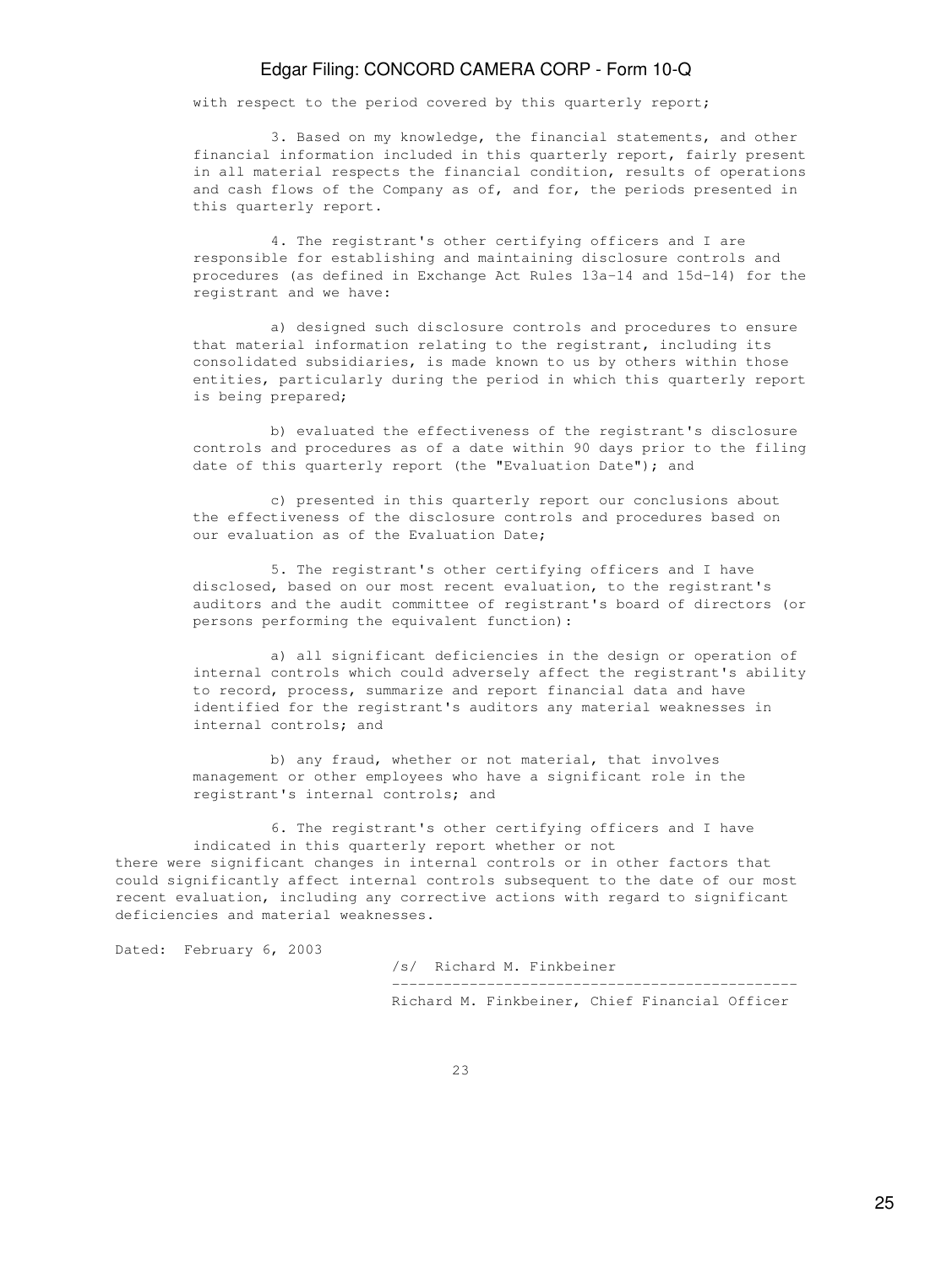with respect to the period covered by this quarterly report;

3. Based on my knowledge, the financial statements, and other financial information included in this quarterly report, fairly present in all material respects the financial condition, results of operations and cash flows of the Company as of, and for, the periods presented in this quarterly report.

4. The registrant's other certifying officers and I are responsible for establishing and maintaining disclosure controls and procedures (as defined in Exchange Act Rules 13a-14 and 15d-14) for the registrant and we have:

a) designed such disclosure controls and procedures to ensure that material information relating to the registrant, including its consolidated subsidiaries, is made known to us by others within those entities, particularly during the period in which this quarterly report is being prepared;

b) evaluated the effectiveness of the registrant's disclosure controls and procedures as of a date within 90 days prior to the filing date of this quarterly report (the "Evaluation Date"); and

c) presented in this quarterly report our conclusions about the effectiveness of the disclosure controls and procedures based on our evaluation as of the Evaluation Date;

5. The registrant's other certifying officers and I have disclosed, based on our most recent evaluation, to the registrant's auditors and the audit committee of registrant's board of directors (or persons performing the equivalent function):

a) all significant deficiencies in the design or operation of internal controls which could adversely affect the registrant's ability to record, process, summarize and report financial data and have identified for the registrant's auditors any material weaknesses in internal controls; and

b) any fraud, whether or not material, that involves management or other employees who have a significant role in the registrant's internal controls; and

6. The registrant's other certifying officers and I have indicated in this quarterly report whether or not there were significant changes in internal controls or in other factors that could significantly affect internal controls subsequent to the date of our most recent evaluation, including any corrective actions with regard to significant deficiencies and material weaknesses.

Dated: February 6, 2003

/s/ Richard M. Finkbeiner

Richard M. Finkbeiner, Chief Financial Officer